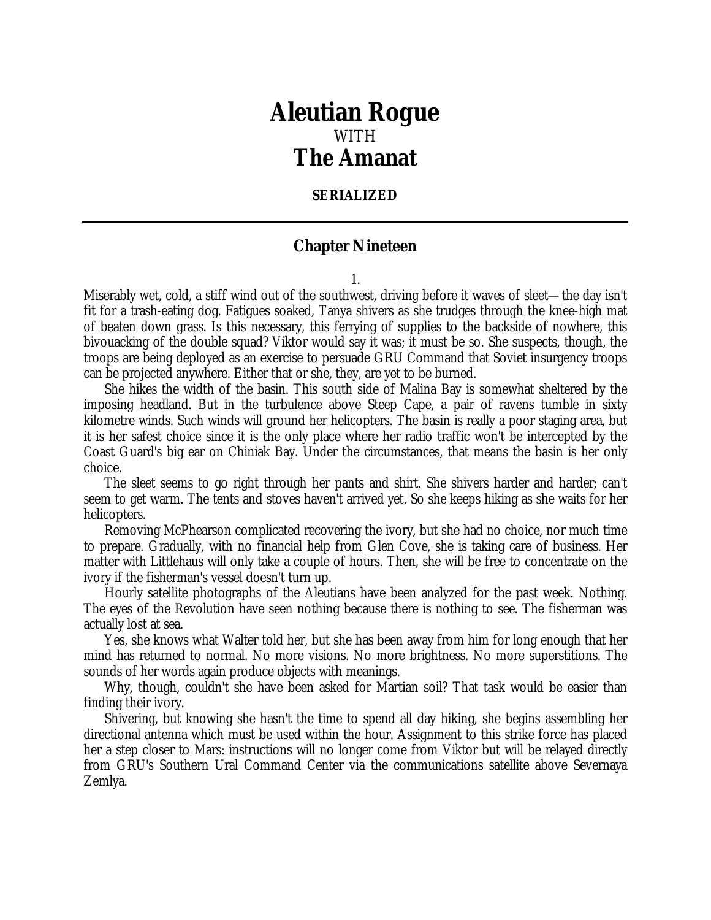# Aleutian Rogue

WITH

# The Amanat

**SERIALIZED**

---

## Chapter Nineteen

1.

Miserably wet, cold, a stiff wind out of the southwest, driving before it waves of sleet—the day isn't fit for a trash-eating dog. Fatigues soaked, Tanya shivers as she trudges through the knee-high mat of beaten down grass. Is this necessary, this ferrying of supplies to the backside of nowhere, this bivouacking of the double squad? Viktor would say it was; it must be so. She suspects, though, the troops are being deployed as an exercise to persuade GRU Command that Soviet insurgency troops can be projected anywhere. Either that or she, they, are yet to be burned.

She hikes the width of the basin. This south side of Malina Bay is somewhat sheltered by the imposing headland. But in the turbulence above Steep Cape, a pair of ravens tumble in sixty kilometre winds. Such winds will ground her helicopters. The basin is really a poor staging area, but it is her safest choice since it is the only place where her radio traffic won't be intercepted by the Coast Guard's big ear on Chiniak Bay. Under the circumstances, that means the basin is her only choice.

The sleet seems to go right through her pants and shirt. She shivers harder and harder; can't seem to get warm. The tents and stoves haven't arrived yet. So she keeps hiking as she waits for her helicopters.

Removing McPhearson complicated recovering the ivory, but she had no choice, nor much time to prepare. Gradually, with no financial help from Glen Cove, she is taking care of business. Her matter with Littlehaus will only take a couple of hours. Then, she will be free to concentrate on the ivory if the fisherman's vessel doesn't turn up.

Hourly satellite photographs of the Aleutians have been analyzed for the past week. Nothing. The eyes of the Revolution have seen nothing because there is nothing to see. The fisherman was actually lost at sea.

Yes, she knows what Walter told her, but she has been away from him for long enough that her mind has returned to normal. No more visions. No more brightness. No more superstitions. The sounds of her words again produce objects with meanings.

Why, though, couldn't she have been asked for Martian soil? That task would be easier than finding their ivory.

Shivering, but knowing she hasn't the time to spend all day hiking, she begins assembling her directional antenna which must be used within the hour. Assignment to this strike force has placed her a step closer to Mars: instructions will no longer come from Viktor but will be relayed directly from GRU's Southern Ural Command Center via the communications satellite above Severnaya Zemlya.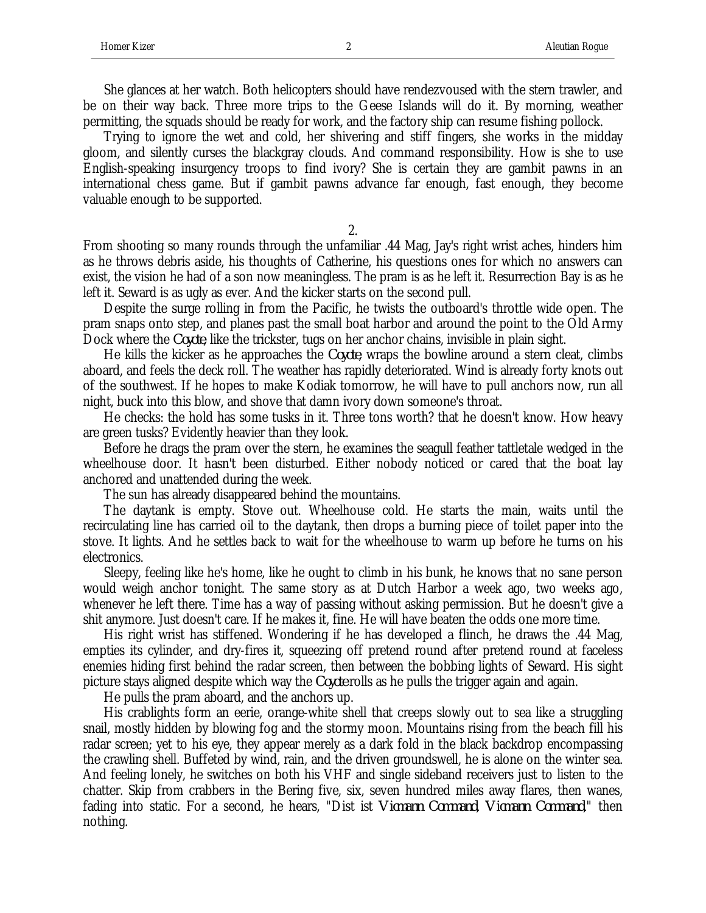She glances at her watch. Both helicopters should have rendezvoused with the stern trawler, and be on their way back. Three more trips to the Geese Islands will do it. By morning, weather permitting, the squads should be ready for work, and the factory ship can resume fishing pollock.

Trying to ignore the wet and cold, her shivering and stiff fingers, she works in the midday gloom, and silently curses the blackgray clouds. And command responsibility. How is she to use English-speaking insurgency troops to find ivory? She is certain they are gambit pawns in an international chess game. But if gambit pawns advance far enough, fast enough, they become valuable enough to be supported.

2.

From shooting so many rounds through the unfamiliar .44 Mag, Jay's right wrist aches, hinders him as he throws debris aside, his thoughts of Catherine, his questions ones for which no answers can exist, the vision he had of a son now meaningless. The pram is as he left it. Resurrection Bay is as he left it. Seward is as ugly as ever. And the kicker starts on the second pull.

Despite the surge rolling in from the Pacific, he twists the outboard's throttle wide open. The pram snaps onto step, and planes past the small boat harbor and around the point to the Old Army Dock where the *Coyote*, like the trickster, tugs on her anchor chains, invisible in plain sight.

He kills the kicker as he approaches the *Coyote*, wraps the bowline around a stern cleat, climbs aboard, and feels the deck roll. The weather has rapidly deteriorated. Wind is already forty knots out of the southwest. If he hopes to make Kodiak tomorrow, he will have to pull anchors now, run all night, buck into this blow, and shove that damn ivory down someone's throat.

He checks: the hold has some tusks in it. Three tons worth? that he doesn't know. How heavy are green tusks? Evidently heavier than they look.

Before he drags the pram over the stern, he examines the seagull feather tattletale wedged in the wheelhouse door. It hasn't been disturbed. Either nobody noticed or cared that the boat lay anchored and unattended during the week.

The sun has already disappeared behind the mountains.

The daytank is empty. Stove out. Wheelhouse cold. He starts the main, waits until the recirculating line has carried oil to the daytank, then drops a burning piece of toilet paper into the stove. It lights. And he settles back to wait for the wheelhouse to warm up before he turns on his electronics.

Sleepy, feeling like he's home, like he ought to climb in his bunk, he knows that no sane person would weigh anchor tonight. The same story as at Dutch Harbor a week ago, two weeks ago, whenever he left there. Time has a way of passing without asking permission. But he doesn't give a shit anymore. Just doesn't care. If he makes it, fine. He will have beaten the odds one more time.

His right wrist has stiffened. Wondering if he has developed a flinch, he draws the .44 Mag, empties its cylinder, and dry-fires it, squeezing off pretend round after pretend round at faceless enemies hiding first behind the radar screen, then between the bobbing lights of Seward. His sight picture stays aligned despite which way the *Coyote* rolls as he pulls the trigger again and again.

He pulls the pram aboard, and the anchors up.

His crablights form an eerie, orange-white shell that creeps slowly out to sea like a struggling snail, mostly hidden by blowing fog and the stormy moon. Mountains rising from the beach fill his radar screen; yet to his eye, they appear merely as a dark fold in the black backdrop encompassing the crawling shell. Buffeted by wind, rain, and the driven groundswell, he is alone on the winter sea. And feeling lonely, he switches on both his VHF and single sideband receivers just to listen to the chatter. Skip from crabbers in the Bering five, six, seven hundred miles away flares, then wanes, fading into static. For a second, he hears, "Dist ist *Vicmann Command, Vicmann Command*," then nothing.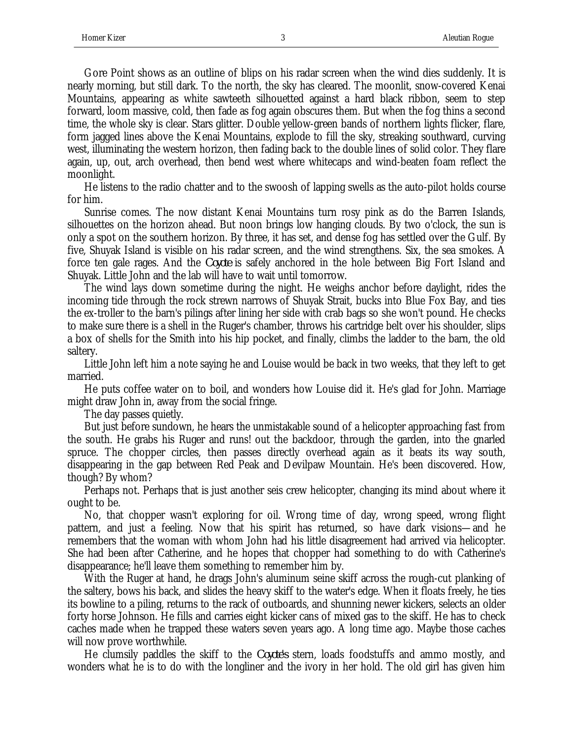Gore Point shows as an outline of blips on his radar screen when the wind dies suddenly. It is nearly morning, but still dark. To the north, the sky has cleared. The moonlit, snow-covered Kenai Mountains, appearing as white sawteeth silhouetted against a hard black ribbon, seem to step forward, loom massive, cold, then fade as fog again obscures them. But when the fog thins a second time, the whole sky is clear. Stars glitter. Double yellow-green bands of northern lights flicker, flare, form jagged lines above the Kenai Mountains, explode to fill the sky, streaking southward, curving west, illuminating the western horizon, then fading back to the double lines of solid color. They flare again, up, out, arch overhead, then bend west where whitecaps and wind-beaten foam reflect the moonlight.

He listens to the radio chatter and to the swoosh of lapping swells as the auto-pilot holds course for him.

Sunrise comes. The now distant Kenai Mountains turn rosy pink as do the Barren Islands, silhouettes on the horizon ahead. But noon brings low hanging clouds. By two o'clock, the sun is only a spot on the southern horizon. By three, it has set, and dense fog has settled over the Gulf. By five, Shuyak Island is visible on his radar screen, and the wind strengthens. Six, the sea smokes. A force ten gale rages. And the *Coyote* is safely anchored in the hole between Big Fort Island and Shuyak. Little John and the lab will have to wait until tomorrow.

The wind lays down sometime during the night. He weighs anchor before daylight, rides the incoming tide through the rock strewn narrows of Shuyak Strait, bucks into Blue Fox Bay, and ties the ex-troller to the barn's pilings after lining her side with crab bags so she won't pound. He checks to make sure there is a shell in the Ruger's chamber, throws his cartridge belt over his shoulder, slips a box of shells for the Smith into his hip pocket, and finally, climbs the ladder to the barn, the old saltery.

Little John left him a note saying he and Louise would be back in two weeks, that they left to get married.

He puts coffee water on to boil, and wonders how Louise did it. He's glad for John. Marriage might draw John in, away from the social fringe.

The day passes quietly.

But just before sundown, he hears the unmistakable sound of a helicopter approaching fast from the south. He grabs his Ruger and runs! out the backdoor, through the garden, into the gnarled spruce. The chopper circles, then passes directly overhead again as it beats its way south, disappearing in the gap between Red Peak and Devilpaw Mountain. He's been discovered. How, though? By whom?

Perhaps not. Perhaps that is just another seis crew helicopter, changing its mind about where it ought to be.

No, that chopper wasn't exploring for oil. Wrong time of day, wrong speed, wrong flight pattern, and just a feeling. Now that his spirit has returned, so have dark visions—and he remembers that the woman with whom John had his little disagreement had arrived via helicopter. She had been after Catherine, and he hopes that chopper had something to do with Catherine's disappearance; he'll leave them something to remember him by.

With the Ruger at hand, he drags John's aluminum seine skiff across the rough-cut planking of the saltery, bows his back, and slides the heavy skiff to the water's edge. When it floats freely, he ties its bowline to a piling, returns to the rack of outboards, and shunning newer kickers, selects an older forty horse Johnson. He fills and carries eight kicker cans of mixed gas to the skiff. He has to check caches made when he trapped these waters seven years ago. A long time ago. Maybe those caches will now prove worthwhile.

He clumsily paddles the skiff to the *Coyote's* stern, loads foodstuffs and ammo mostly, and wonders what he is to do with the longliner and the ivory in her hold. The old girl has given him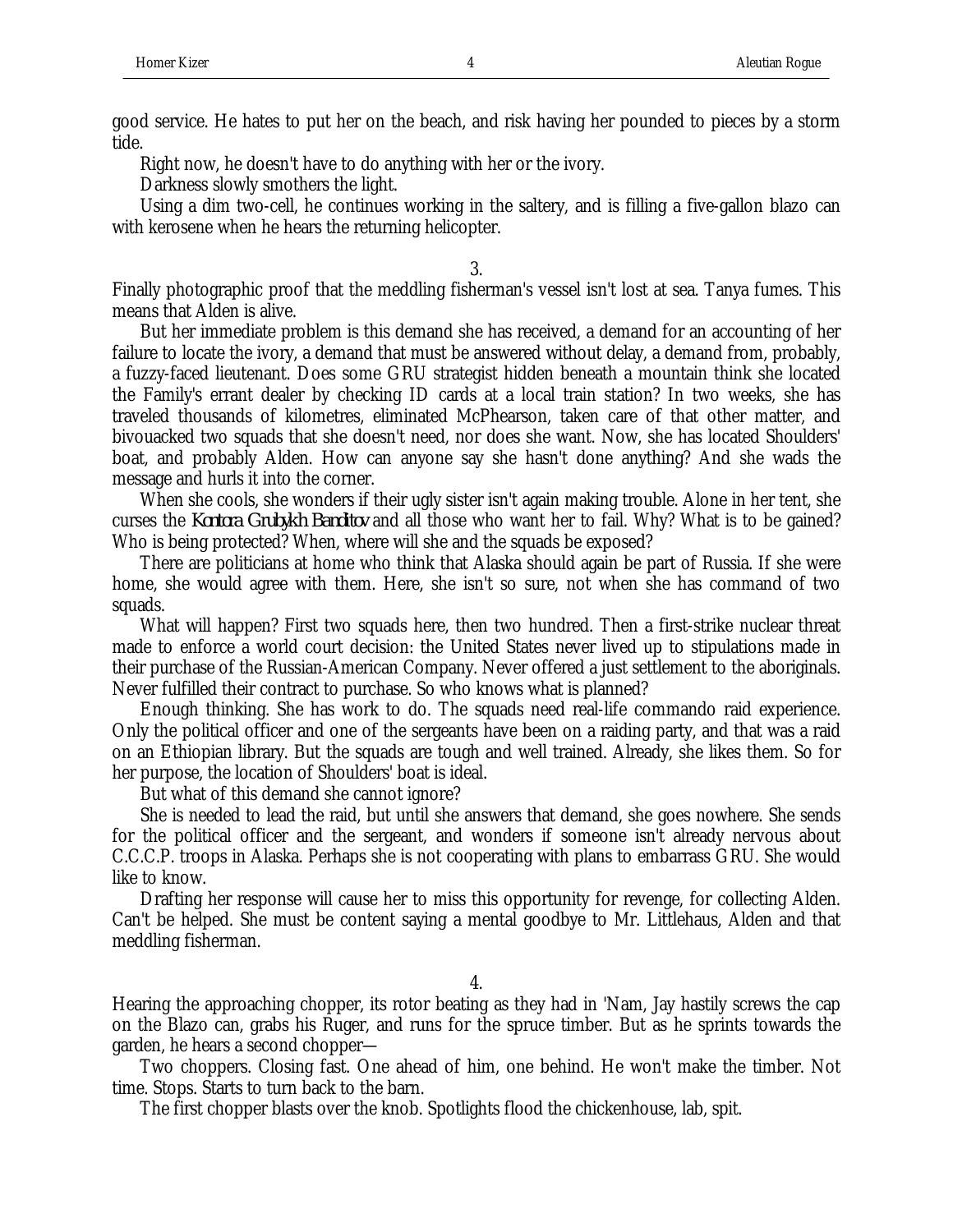good service. He hates to put her on the beach, and risk having her pounded to pieces by a storm tide.

Right now, he doesn't have to do anything with her or the ivory.

Darkness slowly smothers the light.

Using a dim two-cell, he continues working in the saltery, and is filling a five-gallon blazo can with kerosene when he hears the returning helicopter.

3.

Finally photographic proof that the meddling fisherman's vessel isn't lost at sea. Tanya fumes. This means that Alden is alive.

But her immediate problem is this demand she has received, a demand for an accounting of her failure to locate the ivory, a demand that must be answered without delay, a demand from, probably, a fuzzy-faced lieutenant. Does some GRU strategist hidden beneath a mountain think she located the Family's errant dealer by checking ID cards at a local train station? In two weeks, she has traveled thousands of kilometres, eliminated McPhearson, taken care of that other matter, and bivouacked two squads that she doesn't need, nor does she want. Now, she has located Shoulders' boat, and probably Alden. How can anyone say she hasn't done anything? And she wads the message and hurls it into the corner.

When she cools, she wonders if their ugly sister isn't again making trouble. Alone in her tent, she curses the *Kontora Grubykh Banditov* and all those who want her to fail. Why? What is to be gained? Who is being protected? When, where will she and the squads be exposed?

There are politicians at home who think that Alaska should again be part of Russia. If she were home, she would agree with them. Here, she isn't so sure, not when she has command of two squads.

What will happen? First two squads here, then two hundred. Then a first-strike nuclear threat made to enforce a world court decision: the United States never lived up to stipulations made in their purchase of the Russian-American Company. Never offered a just settlement to the aboriginals. Never fulfilled their contract to purchase. So who knows what is planned?

Enough thinking. She has work to do. The squads need real-life commando raid experience. Only the political officer and one of the sergeants have been on a raiding party, and that was a raid on an Ethiopian library. But the squads are tough and well trained. Already, she likes them. So for her purpose, the location of Shoulders' boat is ideal.

But what of this demand she cannot ignore?

She is needed to lead the raid, but until she answers that demand, she goes nowhere. She sends for the political officer and the sergeant, and wonders if someone isn't already nervous about C.C.C.P. troops in Alaska. Perhaps she is not cooperating with plans to embarrass GRU. She would like to know.

Drafting her response will cause her to miss this opportunity for revenge, for collecting Alden. Can't be helped. She must be content saying a mental goodbye to Mr. Littlehaus, Alden and that meddling fisherman.

4.

Hearing the approaching chopper, its rotor beating as they had in 'Nam, Jay hastily screws the cap on the Blazo can, grabs his Ruger, and runs for the spruce timber. But as he sprints towards the garden, he hears a second chopper—

Two choppers. Closing fast. One ahead of him, one behind. He won't make the timber. Not time. Stops. Starts to turn back to the barn.

The first chopper blasts over the knob. Spotlights flood the chickenhouse, lab, spit.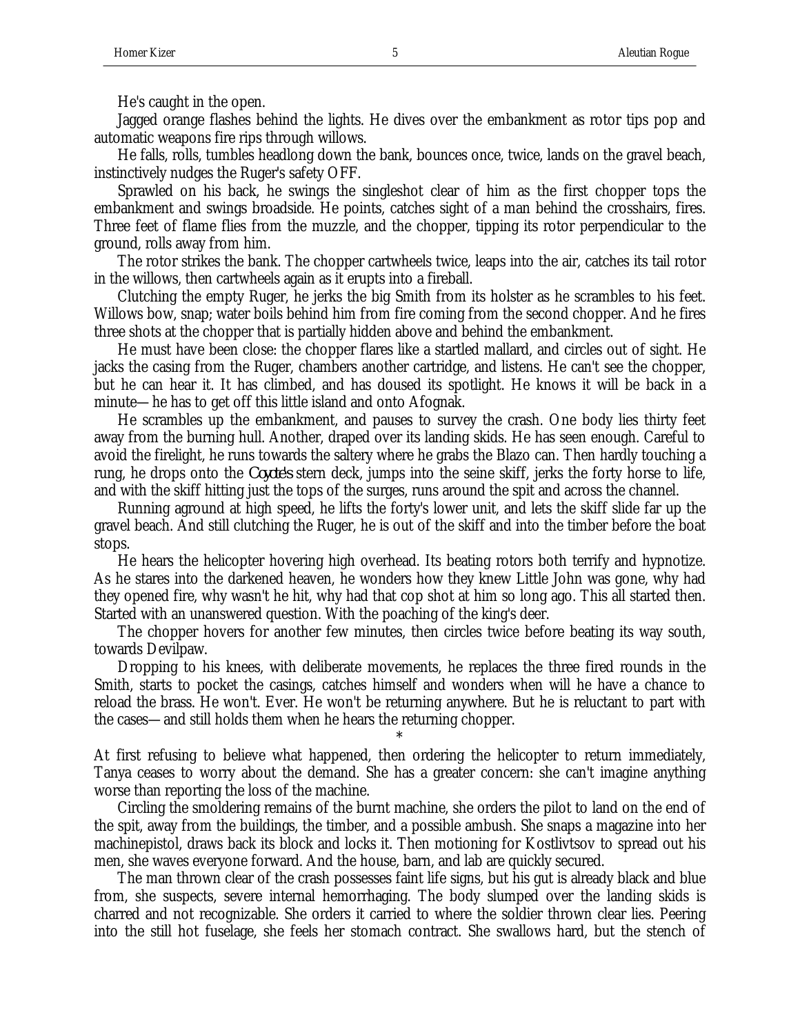He's caught in the open.

Jagged orange flashes behind the lights. He dives over the embankment as rotor tips pop and automatic weapons fire rips through willows.

He falls, rolls, tumbles headlong down the bank, bounces once, twice, lands on the gravel beach, instinctively nudges the Ruger's safety OFF.

Sprawled on his back, he swings the singleshot clear of him as the first chopper tops the embankment and swings broadside. He points, catches sight of a man behind the crosshairs, fires. Three feet of flame flies from the muzzle, and the chopper, tipping its rotor perpendicular to the ground, rolls away from him.

The rotor strikes the bank. The chopper cartwheels twice, leaps into the air, catches its tail rotor in the willows, then cartwheels again as it erupts into a fireball.

Clutching the empty Ruger, he jerks the big Smith from its holster as he scrambles to his feet. Willows bow, snap; water boils behind him from fire coming from the second chopper. And he fires three shots at the chopper that is partially hidden above and behind the embankment.

He must have been close: the chopper flares like a startled mallard, and circles out of sight. He jacks the casing from the Ruger, chambers another cartridge, and listens. He can't see the chopper, but he can hear it. It has climbed, and has doused its spotlight. He knows it will be back in a minute— he has to get off this little island and onto Afognak.

He scrambles up the embankment, and pauses to survey the crash. One body lies thirty feet away from the burning hull. Another, draped over its landing skids. He has seen enough. Careful to avoid the firelight, he runs towards the saltery where he grabs the Blazo can. Then hardly touching a rung, he drops onto the *Coyote's* stern deck, jumps into the seine skiff, jerks the forty horse to life, and with the skiff hitting just the tops of the surges, runs around the spit and across the channel.

Running aground at high speed, he lifts the forty's lower unit, and lets the skiff slide far up the gravel beach. And still clutching the Ruger, he is out of the skiff and into the timber before the boat stops.

He hears the helicopter hovering high overhead. Its beating rotors both terrify and hypnotize. As he stares into the darkened heaven, he wonders how they knew Little John was gone, why had they opened fire, why wasn't he hit, why had that cop shot at him so long ago. This all started then. Started with an unanswered question. With the poaching of the king's deer.

The chopper hovers for another few minutes, then circles twice before beating its way south, towards Devilpaw.

Dropping to his knees, with deliberate movements, he replaces the three fired rounds in the Smith, starts to pocket the casings, catches himself and wonders when will he have a chance to reload the brass. He won't. Ever. He won't be returning anywhere. But he is reluctant to part with the cases— and still holds them when he hears the returning chopper.

*

At first refusing to believe what happened, then ordering the helicopter to return immediately, Tanya ceases to worry about the demand. She has a greater concern: she can't imagine anything worse than reporting the loss of the machine.

Circling the smoldering remains of the burnt machine, she orders the pilot to land on the end of the spit, away from the buildings, the timber, and a possible ambush. She snaps a magazine into her machinepistol, draws back its block and locks it. Then motioning for Kostlivtsov to spread out his men, she waves everyone forward. And the house, barn, and lab are quickly secured.

The man thrown clear of the crash possesses faint life signs, but his gut is already black and blue from, she suspects, severe internal hemorrhaging. The body slumped over the landing skids is charred and not recognizable. She orders it carried to where the soldier thrown clear lies. Peering into the still hot fuselage, she feels her stomach contract. She swallows hard, but the stench of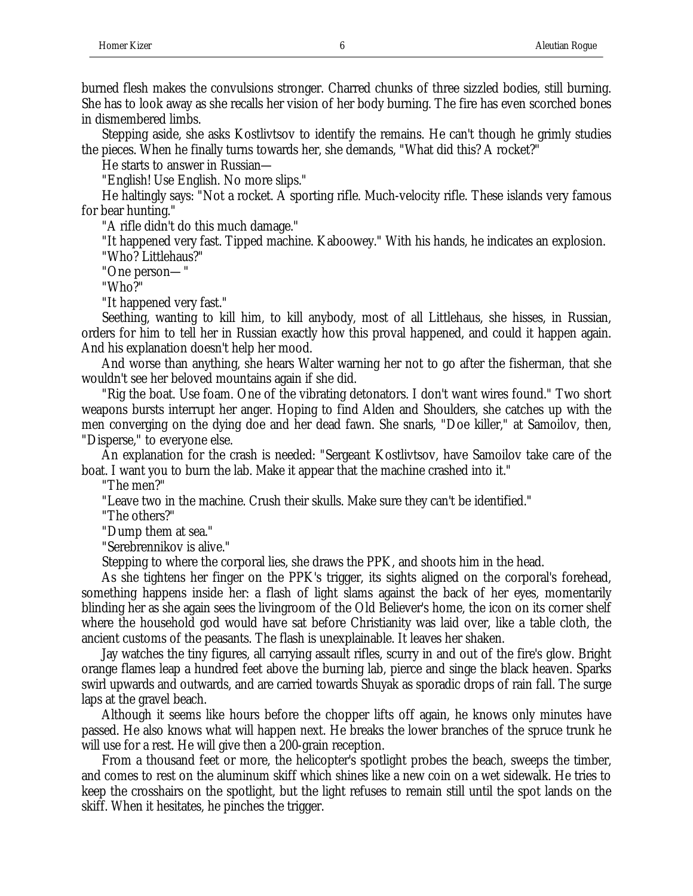burned flesh makes the convulsions stronger. Charred chunks of three sizzled bodies, still burning. She has to look away as she recalls her vision of her body burning. The fire has even scorched bones in dismembered limbs.

Stepping aside, she asks Kostlivtsov to identify the remains. He can't though he grimly studies the pieces. When he finally turns towards her, she demands, "What did this? A rocket?"

He starts to answer in Russian—

"English! Use English. No more slips."

He haltingly says: "Not a rocket. A sporting rifle. Much-velocity rifle. These islands very famous for bear hunting."

"A rifle didn't do this much damage."

"It happened very fast. Tipped machine. Kaboowey." With his hands, he indicates an explosion.

"Who? Littlehaus?"

"One person— "

"Who?"

"It happened very fast."

Seething, wanting to kill him, to kill anybody, most of all Littlehaus, she hisses, in Russian, orders for him to tell her in Russian exactly how this proval happened, and could it happen again. And his explanation doesn't help her mood.

And worse than anything, she hears Walter warning her not to go after the fisherman, that she wouldn't see her beloved mountains again if she did.

"Rig the boat. Use foam. One of the vibrating detonators. I don't want wires found." Two short weapons bursts interrupt her anger. Hoping to find Alden and Shoulders, she catches up with the men converging on the dying doe and her dead fawn. She snarls, "Doe killer," at Samoilov, then, "Disperse," to everyone else.

An explanation for the crash is needed: "Sergeant Kostlivtsov, have Samoilov take care of the boat. I want you to burn the lab. Make it appear that the machine crashed into it."

"The men?"

"Leave two in the machine. Crush their skulls. Make sure they can't be identified."

"The others?"

"Dump them at sea."

"Serebrennikov is alive."

Stepping to where the corporal lies, she draws the PPK, and shoots him in the head.

As she tightens her finger on the PPK's trigger, its sights aligned on the corporal's forehead, something happens inside her: a flash of light slams against the back of her eyes, momentarily blinding her as she again sees the livingroom of the Old Believer's home, the icon on its corner shelf where the household god would have sat before Christianity was laid over, like a table cloth, the ancient customs of the peasants. The flash is unexplainable. It leaves her shaken.

Jay watches the tiny figures, all carrying assault rifles, scurry in and out of the fire's glow. Bright orange flames leap a hundred feet above the burning lab, pierce and singe the black heaven. Sparks swirl upwards and outwards, and are carried towards Shuyak as sporadic drops of rain fall. The surge laps at the gravel beach.

Although it seems like hours before the chopper lifts off again, he knows only minutes have passed. He also knows what will happen next. He breaks the lower branches of the spruce trunk he will use for a rest. He will give then a 200-grain reception.

From a thousand feet or more, the helicopter's spotlight probes the beach, sweeps the timber, and comes to rest on the aluminum skiff which shines like a new coin on a wet sidewalk. He tries to keep the crosshairs on the spotlight, but the light refuses to remain still until the spot lands on the skiff. When it hesitates, he pinches the trigger.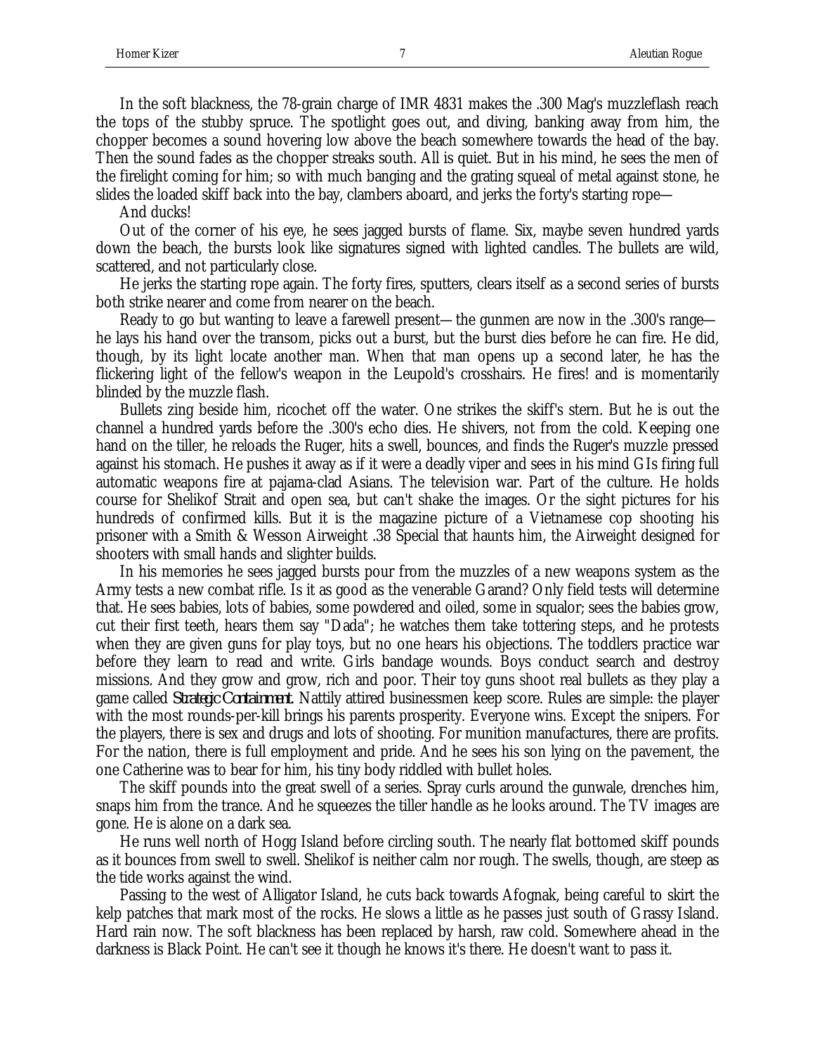In the soft blackness, the 78-grain charge of IMR 4831 makes the .300 Mag's muzzleflash reach the tops of the stubby spruce. The spotlight goes out, and diving, banking away from him, the chopper becomes a sound hovering low above the beach somewhere towards the head of the bay. Then the sound fades as the chopper streaks south. All is quiet. But in his mind, he sees the men of the firelight coming for him; so with much banging and the grating squeal of metal against stone, he slides the loaded skiff back into the bay, clambers aboard, and jerks the forty's starting rope—

And ducks!

Out of the corner of his eye, he sees jagged bursts of flame. Six, maybe seven hundred yards down the beach, the bursts look like signatures signed with lighted candles. The bullets are wild, scattered, and not particularly close.

He jerks the starting rope again. The forty fires, sputters, clears itself as a second series of bursts both strike nearer and come from nearer on the beach.

Ready to go but wanting to leave a farewell present—the gunmen are now in the .300's range—he lays his hand over the transom, picks out a burst, but the burst dies before he can fire. He did, though, by its light locate another man. When that man opens up a second later, he has the flickering light of the fellow's weapon in the Leupold's crosshairs. He fires! and is momentarily blinded by the muzzle flash.

Bullets zing beside him, ricochet off the water. One strikes the skiff's stern. But he is out the channel a hundred yards before the .300's echo dies. He shivers, not from the cold. Keeping one hand on the tiller, he reloads the Ruger, hits a swell, bounces, and finds the Ruger's muzzle pressed against his stomach. He pushes it away as if it were a deadly viper and sees in his mind GIs firing full automatic weapons fire at pajama-clad Asians. The television war. Part of the culture. He holds course for Shelikof Strait and open sea, but can't shake the images. Or the sight pictures for his hundreds of confirmed kills. But it is the magazine picture of a Vietnamese cop shooting his prisoner with a Smith & Wesson Airweight .38 Special that haunts him, the Airweight designed for shooters with small hands and slighter builds.

In his memories he sees jagged bursts pour from the muzzles of a new weapons system as the Army tests a new combat rifle. Is it as good as the venerable Garand? Only field tests will determine that. He sees babies, lots of babies, some powdered and oiled, some in squalor; sees the babies grow, cut their first teeth, hears them say "Dada"; he watches them take tottering steps, and he protests when they are given guns for play toys, but no one hears his objections. The toddlers practice war before they learn to read and write. Girls bandage wounds. Boys conduct search and destroy missions. And they grow and grow, rich and poor. Their toy guns shoot real bullets as they play a game called *Strategic Containment*. Nattily attired businessmen keep score. Rules are simple: the player with the most rounds-per-kill brings his parents prosperity. Everyone wins. Except the snipers. For the players, there is sex and drugs and lots of shooting. For munition manufactures, there are profits. For the nation, there is full employment and pride. And he sees his son lying on the pavement, the one Catherine was to bear for him, his tiny body riddled with bullet holes.

The skiff pounds into the great swell of a series. Spray curls around the gunwale, drenches him, snaps him from the trance. And he squeezes the tiller handle as he looks around. The TV images are gone. He is alone on a dark sea.

He runs well north of Hogg Island before circling south. The nearly flat bottomed skiff pounds as it bounces from swell to swell. Shelikof is neither calm nor rough. The swells, though, are steep as the tide works against the wind.

Passing to the west of Alligator Island, he cuts back towards Afognak, being careful to skirt the kelp patches that mark most of the rocks. He slows a little as he passes just south of Grassy Island. Hard rain now. The soft blackness has been replaced by harsh, raw cold. Somewhere ahead in the darkness is Black Point. He can't see it though he knows it's there. He doesn't want to pass it.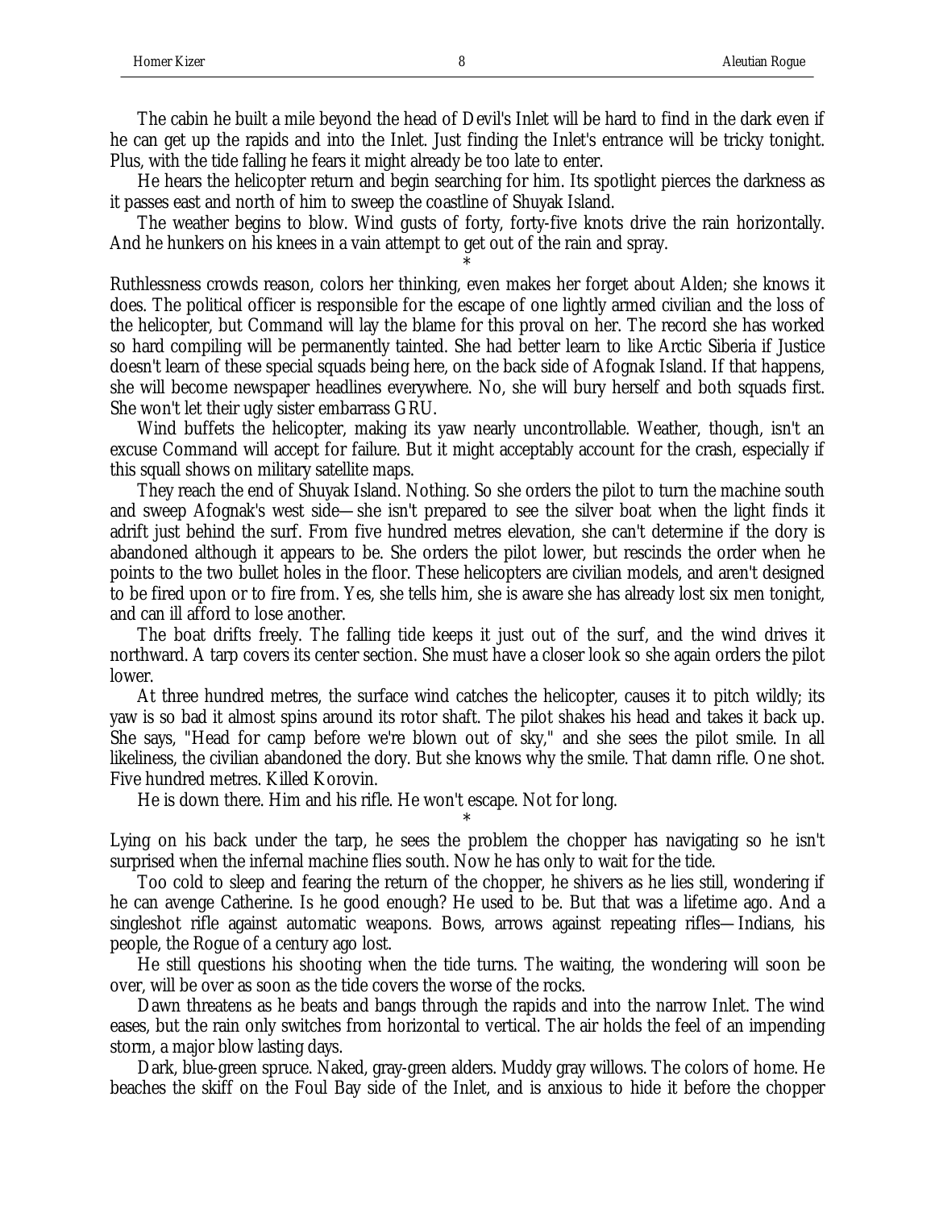The cabin he built a mile beyond the head of Devil's Inlet will be hard to find in the dark even if he can get up the rapids and into the Inlet. Just finding the Inlet's entrance will be tricky tonight. Plus, with the tide falling he fears it might already be too late to enter.

He hears the helicopter return and begin searching for him. Its spotlight pierces the darkness as it passes east and north of him to sweep the coastline of Shuyak Island.

The weather begins to blow. Wind gusts of forty, forty-five knots drive the rain horizontally. And he hunkers on his knees in a vain attempt to get out of the rain and spray.

*

Ruthlessness crowds reason, colors her thinking, even makes her forget about Alden; she knows it does. The political officer is responsible for the escape of one lightly armed civilian and the loss of the helicopter, but Command will lay the blame for this proval on her. The record she has worked so hard compiling will be permanently tainted. She had better learn to like Arctic Siberia if Justice doesn't learn of these special squads being here, on the back side of Afognak Island. If that happens, she will become newspaper headlines everywhere. No, she will bury herself and both squads first. She won't let their ugly sister embarrass GRU.

Wind buffets the helicopter, making its yaw nearly uncontrollable. Weather, though, isn't an excuse Command will accept for failure. But it might acceptably account for the crash, especially if this squall shows on military satellite maps.

They reach the end of Shuyak Island. Nothing. So she orders the pilot to turn the machine south and sweep Afognak's west side—she isn't prepared to see the silver boat when the light finds it adrift just behind the surf. From five hundred metres elevation, she can't determine if the dory is abandoned although it appears to be. She orders the pilot lower, but rescinds the order when he points to the two bullet holes in the floor. These helicopters are civilian models, and aren't designed to be fired upon or to fire from. Yes, she tells him, she is aware she has already lost six men tonight, and can ill afford to lose another.

The boat drifts freely. The falling tide keeps it just out of the surf, and the wind drives it northward. A tarp covers its center section. She must have a closer look so she again orders the pilot lower.

At three hundred metres, the surface wind catches the helicopter, causes it to pitch wildly; its yaw is so bad it almost spins around its rotor shaft. The pilot shakes his head and takes it back up. She says, "Head for camp before we're blown out of sky," and she sees the pilot smile. In all likeliness, the civilian abandoned the dory. But she knows why the smile. That damn rifle. One shot. Five hundred metres. Killed Korovin.

He is down there. Him and his rifle. He won't escape. Not for long.

*

Lying on his back under the tarp, he sees the problem the chopper has navigating so he isn't surprised when the infernal machine flies south. Now he has only to wait for the tide.

Too cold to sleep and fearing the return of the chopper, he shivers as he lies still, wondering if he can avenge Catherine. Is he good enough? He used to be. But that was a lifetime ago. And a singleshot rifle against automatic weapons. Bows, arrows against repeating rifles—Indians, his people, the Rogue of a century ago lost.

He still questions his shooting when the tide turns. The waiting, the wondering will soon be over, will be over as soon as the tide covers the worse of the rocks.

Dawn threatens as he beats and bangs through the rapids and into the narrow Inlet. The wind eases, but the rain only switches from horizontal to vertical. The air holds the feel of an impending storm, a major blow lasting days.

Dark, blue-green spruce. Naked, gray-green alders. Muddy gray willows. The colors of home. He beaches the skiff on the Foul Bay side of the Inlet, and is anxious to hide it before the chopper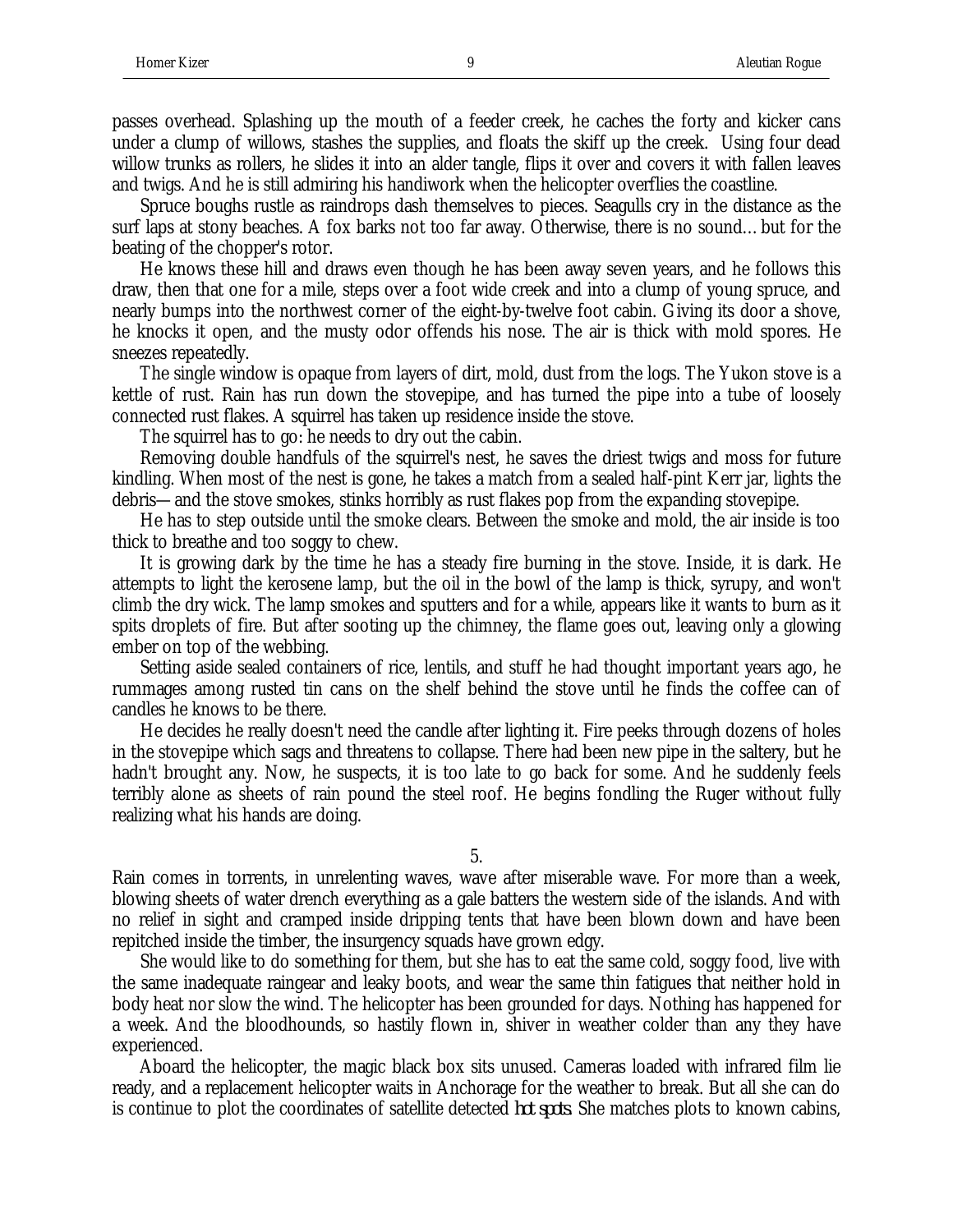passes overhead. Splashing up the mouth of a feeder creek, he caches the forty and kicker cans under a clump of willows, stashes the supplies, and floats the skiff up the creek. Using four dead willow trunks as rollers, he slides it into an alder tangle, flips it over and covers it with fallen leaves and twigs. And he is still admiring his handiwork when the helicopter overflies the coastline.

Spruce boughs rustle as raindrops dash themselves to pieces. Seagulls cry in the distance as the surf laps at stony beaches. A fox barks not too far away. Otherwise, there is no sound… but for the beating of the chopper's rotor.

He knows these hill and draws even though he has been away seven years, and he follows this draw, then that one for a mile, steps over a foot wide creek and into a clump of young spruce, and nearly bumps into the northwest corner of the eight-by-twelve foot cabin. Giving its door a shove, he knocks it open, and the musty odor offends his nose. The air is thick with mold spores. He sneezes repeatedly.

The single window is opaque from layers of dirt, mold, dust from the logs. The Yukon stove is a kettle of rust. Rain has run down the stovepipe, and has turned the pipe into a tube of loosely connected rust flakes. A squirrel has taken up residence inside the stove.

The squirrel has to go: he needs to dry out the cabin.

Removing double handfuls of the squirrel's nest, he saves the driest twigs and moss for future kindling. When most of the nest is gone, he takes a match from a sealed half-pint Kerr jar, lights the debris—and the stove smokes, stinks horribly as rust flakes pop from the expanding stovepipe.

He has to step outside until the smoke clears. Between the smoke and mold, the air inside is too thick to breathe and too soggy to chew.

It is growing dark by the time he has a steady fire burning in the stove. Inside, it is dark. He attempts to light the kerosene lamp, but the oil in the bowl of the lamp is thick, syrupy, and won't climb the dry wick. The lamp smokes and sputters and for a while, appears like it wants to burn as it spits droplets of fire. But after sooting up the chimney, the flame goes out, leaving only a glowing ember on top of the webbing.

Setting aside sealed containers of rice, lentils, and stuff he had thought important years ago, he rummages among rusted tin cans on the shelf behind the stove until he finds the coffee can of candles he knows to be there.

He decides he really doesn't need the candle after lighting it. Fire peeks through dozens of holes in the stovepipe which sags and threatens to collapse. There had been new pipe in the saltery, but he hadn't brought any. Now, he suspects, it is too late to go back for some. And he suddenly feels terribly alone as sheets of rain pound the steel roof. He begins fondling the Ruger without fully realizing what his hands are doing.

5.

Rain comes in torrents, in unrelenting waves, wave after miserable wave. For more than a week, blowing sheets of water drench everything as a gale batters the western side of the islands. And with no relief in sight and cramped inside dripping tents that have been blown down and have been repitched inside the timber, the insurgency squads have grown edgy.

She would like to do something for them, but she has to eat the same cold, soggy food, live with the same inadequate raingear and leaky boots, and wear the same thin fatigues that neither hold in body heat nor slow the wind. The helicopter has been grounded for days. Nothing has happened for a week. And the bloodhounds, so hastily flown in, shiver in weather colder than any they have experienced.

Aboard the helicopter, the magic black box sits unused. Cameras loaded with infrared film lie ready, and a replacement helicopter waits in Anchorage for the weather to break. But all she can do is continue to plot the coordinates of satellite detected *hot spots*. She matches plots to known cabins,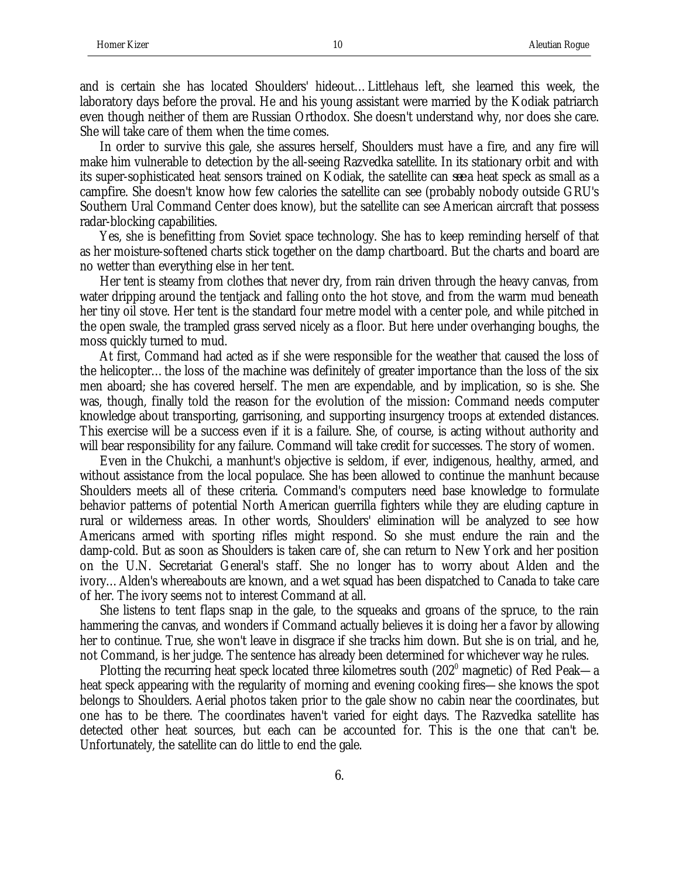and is certain she has located Shoulders' hideout… Littlehaus left, she learned this week, the laboratory days before the proval. He and his young assistant were married by the Kodiak patriarch even though neither of them are Russian Orthodox. She doesn't understand why, nor does she care. She will take care of them when the time comes.

In order to survive this gale, she assures herself, Shoulders must have a fire, and any fire will make him vulnerable to detection by the all-seeing Razvedka satellite. In its stationary orbit and with its super-sophisticated heat sensors trained on Kodiak, the satellite can *see* a heat speck as small as a campfire. She doesn't know how few calories the satellite can see (probably nobody outside GRU's Southern Ural Command Center does know), but the satellite can see American aircraft that possess radar-blocking capabilities.

Yes, she is benefitting from Soviet space technology. She has to keep reminding herself of that as her moisture-softened charts stick together on the damp chartboard. But the charts and board are no wetter than everything else in her tent.

Her tent is steamy from clothes that never dry, from rain driven through the heavy canvas, from water dripping around the tentjack and falling onto the hot stove, and from the warm mud beneath her tiny oil stove. Her tent is the standard four metre model with a center pole, and while pitched in the open swale, the trampled grass served nicely as a floor. But here under overhanging boughs, the moss quickly turned to mud.

At first, Command had acted as if she were responsible for the weather that caused the loss of the helicopter… the loss of the machine was definitely of greater importance than the loss of the six men aboard; she has covered herself. The men are expendable, and by implication, so is she. She was, though, finally told the reason for the evolution of the mission: Command needs computer knowledge about transporting, garrisoning, and supporting insurgency troops at extended distances. This exercise will be a success even if it is a failure. She, of course, is acting without authority and will bear responsibility for any failure. Command will take credit for successes. The story of women.

Even in the Chukchi, a manhunt's objective is seldom, if ever, indigenous, healthy, armed, and without assistance from the local populace. She has been allowed to continue the manhunt because Shoulders meets all of these criteria. Command's computers need base knowledge to formulate behavior patterns of potential North American guerrilla fighters while they are eluding capture in rural or wilderness areas. In other words, Shoulders' elimination will be analyzed to see how Americans armed with sporting rifles might respond. So she must endure the rain and the damp-cold. But as soon as Shoulders is taken care of, she can return to New York and her position on the U.N. Secretariat General's staff. She no longer has to worry about Alden and the ivory… Alden's whereabouts are known, and a wet squad has been dispatched to Canada to take care of her. The ivory seems not to interest Command at all.

She listens to tent flaps snap in the gale, to the squeaks and groans of the spruce, to the rain hammering the canvas, and wonders if Command actually believes it is doing her a favor by allowing her to continue. True, she won't leave in disgrace if she tracks him down. But she is on trial, and he, not Command, is her judge. The sentence has already been determined for whichever way he rules.

Plotting the recurring heat speck located three kilometres south (202° magnetic) of Red Peak—a heat speck appearing with the regularity of morning and evening cooking fires—she knows the spot belongs to Shoulders. Aerial photos taken prior to the gale show no cabin near the coordinates, but one has to be there. The coordinates haven't varied for eight days. The Razvedka satellite has detected other heat sources, but each can be accounted for. This is the one that can't be. Unfortunately, the satellite can do little to end the gale.

6.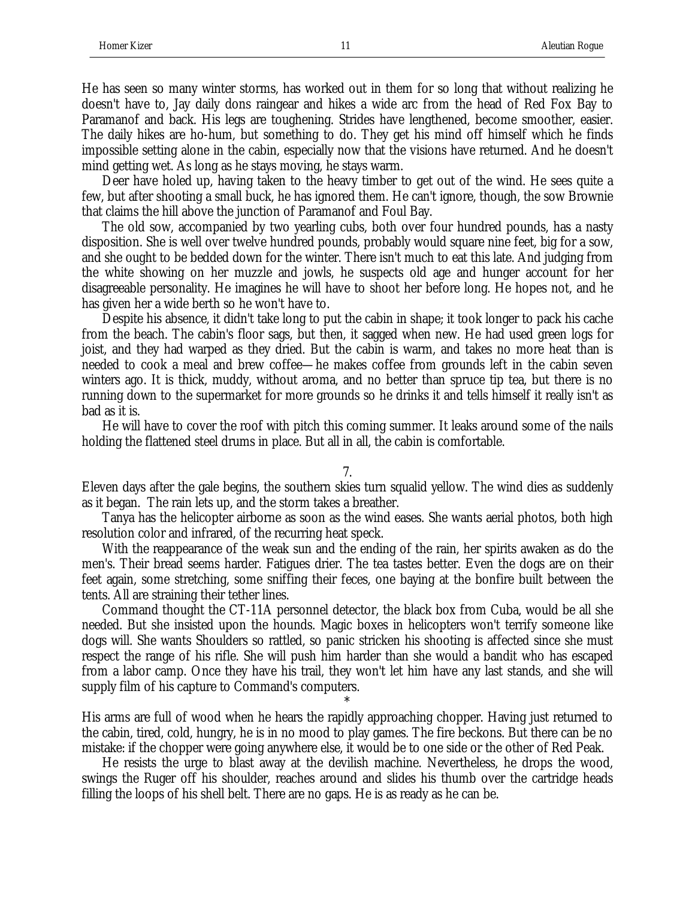He has seen so many winter storms, has worked out in them for so long that without realizing he doesn't have to, Jay daily dons raingear and hikes a wide arc from the head of Red Fox Bay to Paramanof and back. His legs are toughening. Strides have lengthened, become smoother, easier. The daily hikes are ho-hum, but something to do. They get his mind off himself which he finds impossible setting alone in the cabin, especially now that the visions have returned. And he doesn't mind getting wet. As long as he stays moving, he stays warm.

Deer have holed up, having taken to the heavy timber to get out of the wind. He sees quite a few, but after shooting a small buck, he has ignored them. He can't ignore, though, the sow Brownie that claims the hill above the junction of Paramanof and Foul Bay.

The old sow, accompanied by two yearling cubs, both over four hundred pounds, has a nasty disposition. She is well over twelve hundred pounds, probably would square nine feet, big for a sow, and she ought to be bedded down for the winter. There isn't much to eat this late. And judging from the white showing on her muzzle and jowls, he suspects old age and hunger account for her disagreeable personality. He imagines he will have to shoot her before long. He hopes not, and he has given her a wide berth so he won't have to.

Despite his absence, it didn't take long to put the cabin in shape; it took longer to pack his cache from the beach. The cabin's floor sags, but then, it sagged when new. He had used green logs for joist, and they had warped as they dried. But the cabin is warm, and takes no more heat than is needed to cook a meal and brew coffee—he makes coffee from grounds left in the cabin seven winters ago. It is thick, muddy, without aroma, and no better than spruce tip tea, but there is no running down to the supermarket for more grounds so he drinks it and tells himself it really isn't as bad as it is.

He will have to cover the roof with pitch this coming summer. It leaks around some of the nails holding the flattened steel drums in place. But all in all, the cabin is comfortable.

7.

Eleven days after the gale begins, the southern skies turn squalid yellow. The wind dies as suddenly as it began. The rain lets up, and the storm takes a breather.

Tanya has the helicopter airborne as soon as the wind eases. She wants aerial photos, both high resolution color and infrared, of the recurring heat speck.

With the reappearance of the weak sun and the ending of the rain, her spirits awaken as do the men's. Their bread seems harder. Fatigues drier. The tea tastes better. Even the dogs are on their feet again, some stretching, some sniffing their feces, one baying at the bonfire built between the tents. All are straining their tether lines.

Command thought the CT-11A personnel detector, the black box from Cuba, would be all she needed. But she insisted upon the hounds. Magic boxes in helicopters won't terrify someone like dogs will. She wants Shoulders so rattled, so panic stricken his shooting is affected since she must respect the range of his rifle. She will push him harder than she would a bandit who has escaped from a labor camp. Once they have his trail, they won't let him have any last stands, and she will supply film of his capture to Command's computers.

*

His arms are full of wood when he hears the rapidly approaching chopper. Having just returned to the cabin, tired, cold, hungry, he is in no mood to play games. The fire beckons. But there can be no mistake: if the chopper were going anywhere else, it would be to one side or the other of Red Peak.

He resists the urge to blast away at the devilish machine. Nevertheless, he drops the wood, swings the Ruger off his shoulder, reaches around and slides his thumb over the cartridge heads filling the loops of his shell belt. There are no gaps. He is as ready as he can be.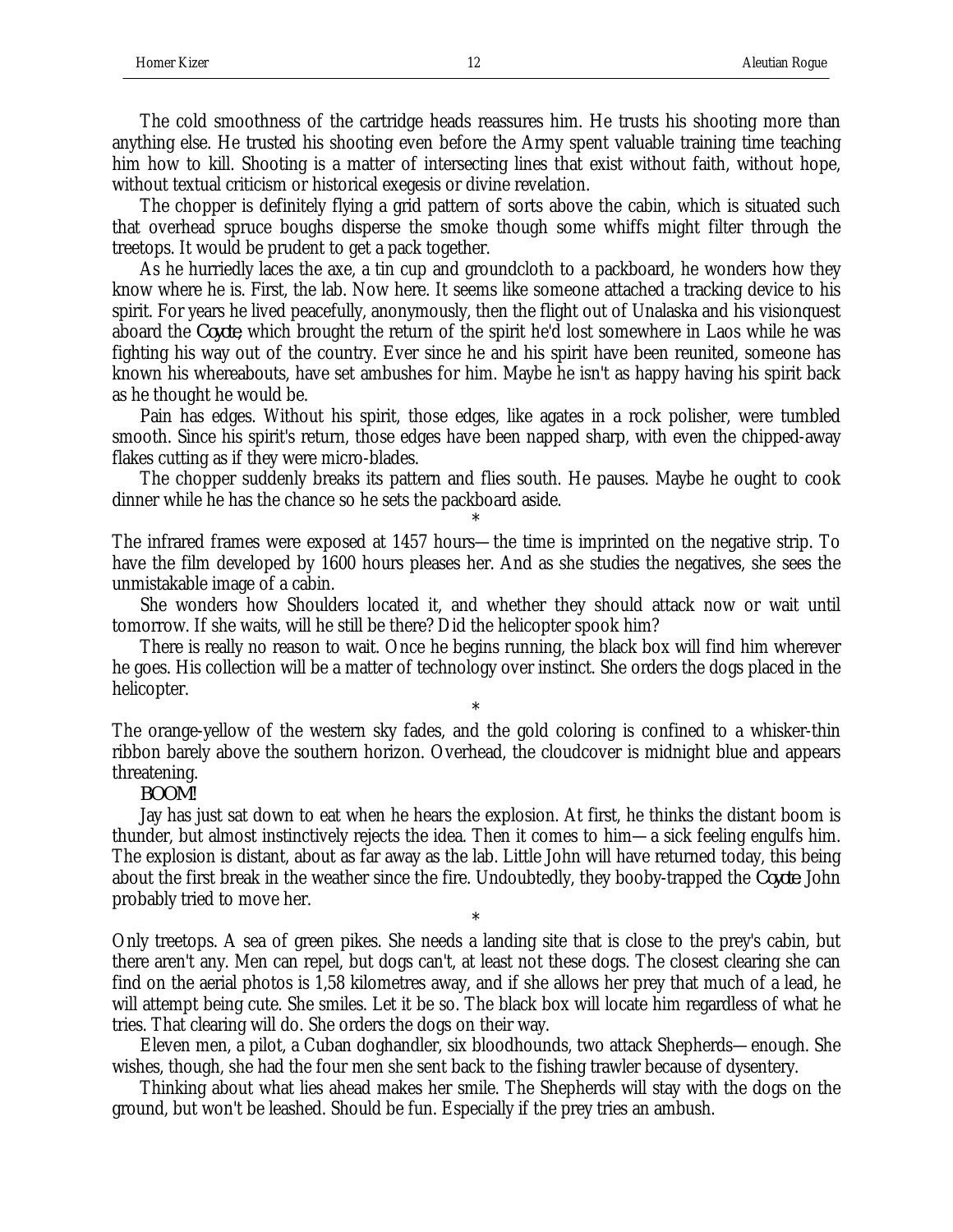The cold smoothness of the cartridge heads reassures him. He trusts his shooting more than anything else. He trusted his shooting even before the Army spent valuable training time teaching him how to kill. Shooting is a matter of intersecting lines that exist without faith, without hope, without textual criticism or historical exegesis or divine revelation.

The chopper is definitely flying a grid pattern of sorts above the cabin, which is situated such that overhead spruce boughs disperse the smoke though some whiffs might filter through the treetops. It would be prudent to get a pack together.

As he hurriedly laces the axe, a tin cup and groundcloth to a packboard, he wonders how they know where he is. First, the lab. Now here. It seems like someone attached a tracking device to his spirit. For years he lived peacefully, anonymously, then the flight out of Unalaska and his visionquest aboard the *Coyote*, which brought the return of the spirit he'd lost somewhere in Laos while he was fighting his way out of the country. Ever since he and his spirit have been reunited, someone has known his whereabouts, have set ambushes for him. Maybe he isn't as happy having his spirit back as he thought he would be.

Pain has edges. Without his spirit, those edges, like agates in a rock polisher, were tumbled smooth. Since his spirit's return, those edges have been napped sharp, with even the chipped-away flakes cutting as if they were micro-blades.

The chopper suddenly breaks its pattern and flies south. He pauses. Maybe he ought to cook dinner while he has the chance so he sets the packboard aside.

*

The infrared frames were exposed at 1457 hours—the time is imprinted on the negative strip. To have the film developed by 1600 hours pleases her. And as she studies the negatives, she sees the unmistakable image of a cabin.

She wonders how Shoulders located it, and whether they should attack now or wait until tomorrow. If she waits, will he still be there? Did the helicopter spook him?

There is really no reason to wait. Once he begins running, the black box will find him wherever he goes. His collection will be a matter of technology over instinct. She orders the dogs placed in the helicopter.

*

The orange-yellow of the western sky fades, and the gold coloring is confined to a whisker-thin ribbon barely above the southern horizon. Overhead, the cloudcover is midnight blue and appears threatening.

*BOOM!*

Jay has just sat down to eat when he hears the explosion. At first, he thinks the distant boom is thunder, but almost instinctively rejects the idea. Then it comes to him—a sick feeling engulfs him. The explosion is distant, about as far away as the lab. Little John will have returned today, this being about the first break in the weather since the fire. Undoubtedly, they booby-trapped the *Coyote*. John probably tried to move her.

*

Only treetops. A sea of green pikes. She needs a landing site that is close to the prey's cabin, but there aren't any. Men can repel, but dogs can't, at least not these dogs. The closest clearing she can find on the aerial photos is 1,58 kilometres away, and if she allows her prey that much of a lead, he will attempt being cute. She smiles. Let it be so. The black box will locate him regardless of what he tries. That clearing will do. She orders the dogs on their way.

Eleven men, a pilot, a Cuban doghandler, six bloodhounds, two attack Shepherds—enough. She wishes, though, she had the four men she sent back to the fishing trawler because of dysentery.

Thinking about what lies ahead makes her smile. The Shepherds will stay with the dogs on the ground, but won't be leashed. Should be fun. Especially if the prey tries an ambush.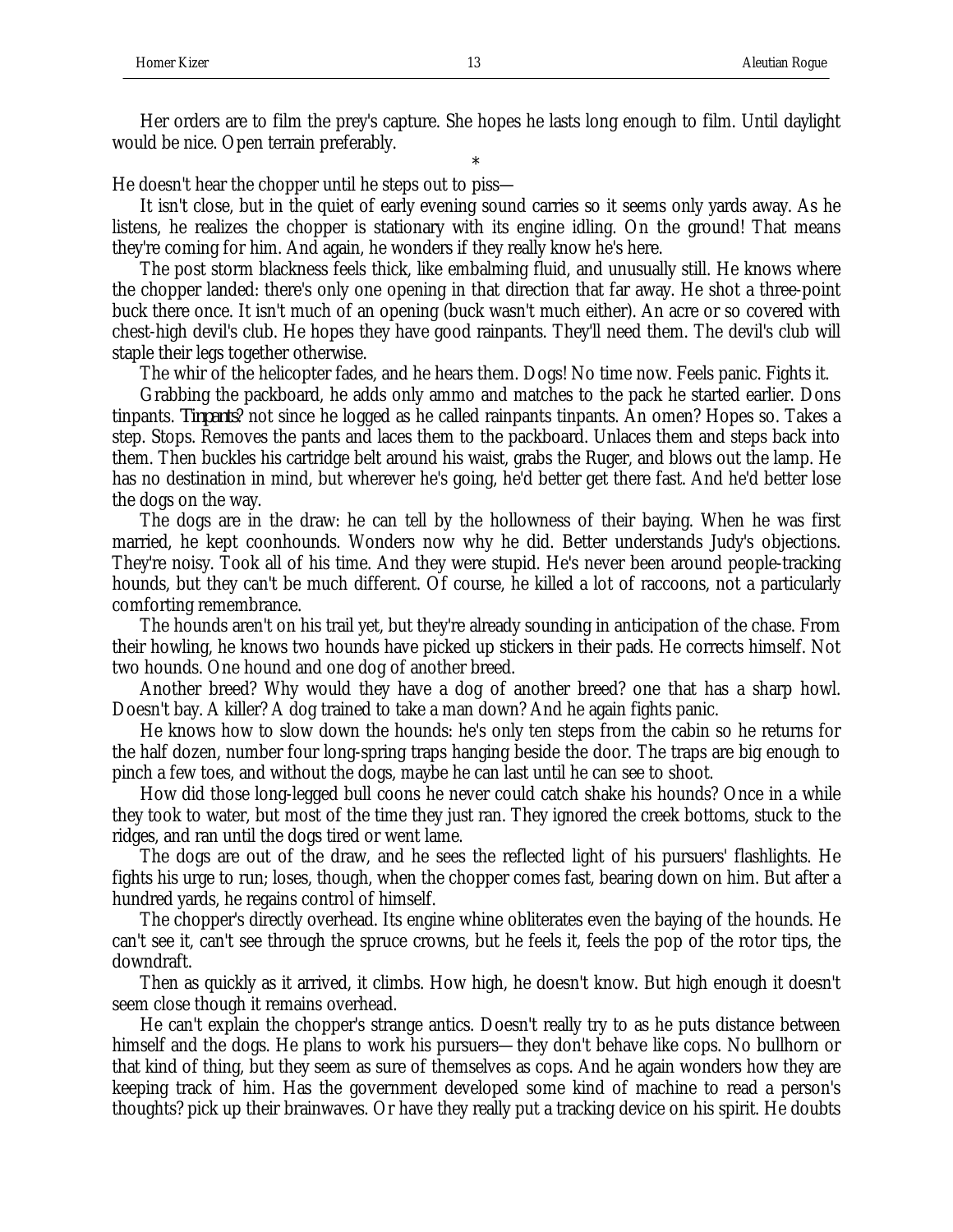Her orders are to film the prey's capture. She hopes he lasts long enough to film. Until daylight would be nice. Open terrain preferably.

*

He doesn't hear the chopper until he steps out to piss—

It isn't close, but in the quiet of early evening sound carries so it seems only yards away. As he listens, he realizes the chopper is stationary with its engine idling. On the ground! That means they're coming for him. And again, he wonders if they really know he's here.

The post storm blackness feels thick, like embalming fluid, and unusually still. He knows where the chopper landed: there's only one opening in that direction that far away. He shot a three-point buck there once. It isn't much of an opening (buck wasn't much either). An acre or so covered with chest-high devil's club. He hopes they have good rainpants. They'll need them. The devil's club will staple their legs together otherwise.

The whir of the helicopter fades, and he hears them. Dogs! No time now. Feels panic. Fights it.

Grabbing the packboard, he adds only ammo and matches to the pack he started earlier. Dons tinpants. *Tinpants?* not since he logged as he called rainpants tinpants. An omen? Hopes so. Takes a step. Stops. Removes the pants and laces them to the packboard. Unlaces them and steps back into them. Then buckles his cartridge belt around his waist, grabs the Ruger, and blows out the lamp. He has no destination in mind, but wherever he's going, he'd better get there fast. And he'd better lose the dogs on the way.

The dogs are in the draw: he can tell by the hollowness of their baying. When he was first married, he kept coonhounds. Wonders now why he did. Better understands Judy's objections. They're noisy. Took all of his time. And they were stupid. He's never been around people-tracking hounds, but they can't be much different. Of course, he killed a lot of raccoons, not a particularly comforting remembrance.

The hounds aren't on his trail yet, but they're already sounding in anticipation of the chase. From their howling, he knows two hounds have picked up stickers in their pads. He corrects himself. Not two hounds. One hound and one dog of another breed.

Another breed? Why would they have a dog of another breed? one that has a sharp howl. Doesn't bay. A killer? A dog trained to take a man down? And he again fights panic.

He knows how to slow down the hounds: he's only ten steps from the cabin so he returns for the half dozen, number four long-spring traps hanging beside the door. The traps are big enough to pinch a few toes, and without the dogs, maybe he can last until he can see to shoot.

How did those long-legged bull coons he never could catch shake his hounds? Once in a while they took to water, but most of the time they just ran. They ignored the creek bottoms, stuck to the ridges, and ran until the dogs tired or went lame.

The dogs are out of the draw, and he sees the reflected light of his pursuers' flashlights. He fights his urge to run; loses, though, when the chopper comes fast, bearing down on him. But after a hundred yards, he regains control of himself.

The chopper's directly overhead. Its engine whine obliterates even the baying of the hounds. He can't see it, can't see through the spruce crowns, but he feels it, feels the pop of the rotor tips, the downdraft.

Then as quickly as it arrived, it climbs. How high, he doesn't know. But high enough it doesn't seem close though it remains overhead.

He can't explain the chopper's strange antics. Doesn't really try to as he puts distance between himself and the dogs. He plans to work his pursuers—they don't behave like cops. No bullhorn or that kind of thing, but they seem as sure of themselves as cops. And he again wonders how they are keeping track of him. Has the government developed some kind of machine to read a person's thoughts? pick up their brainwaves. Or have they really put a tracking device on his spirit. He doubts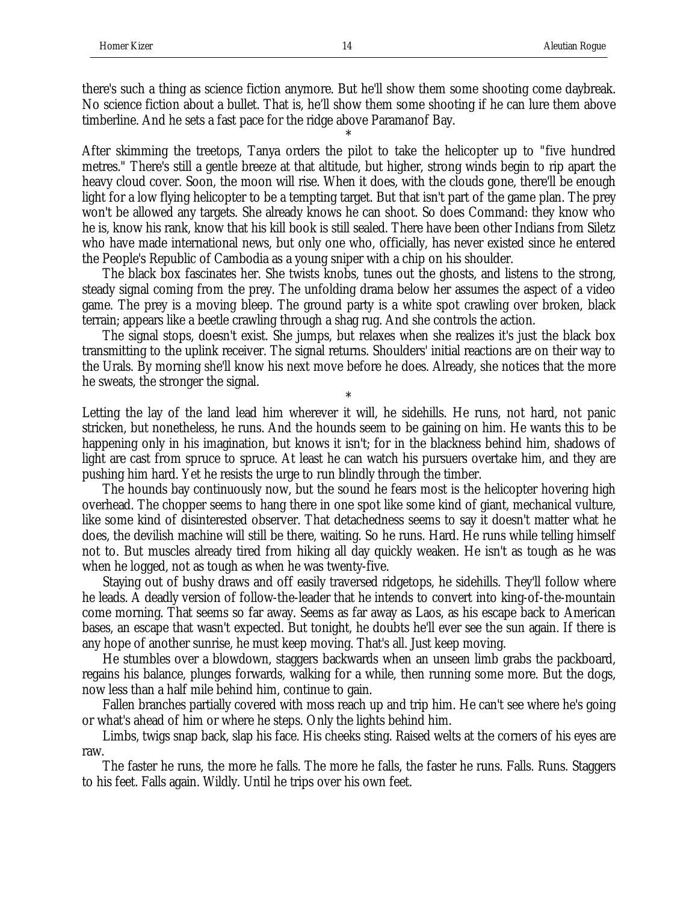there's such a thing as science fiction anymore. But he'll show them some shooting come daybreak. No science fiction about a bullet. That is, he'll show them some shooting if he can lure them above timberline. And he sets a fast pace for the ridge above Paramanof Bay.

*

After skimming the treetops, Tanya orders the pilot to take the helicopter up to "five hundred metres." There's still a gentle breeze at that altitude, but higher, strong winds begin to rip apart the heavy cloud cover. Soon, the moon will rise. When it does, with the clouds gone, there'll be enough light for a low flying helicopter to be a tempting target. But that isn't part of the game plan. The prey won't be allowed any targets. She already knows he can shoot. So does Command: they know who he is, know his rank, know that his kill book is still sealed. There have been other Indians from Siletz who have made international news, but only one who, officially, has never existed since he entered the People's Republic of Cambodia as a young sniper with a chip on his shoulder.

The black box fascinates her. She twists knobs, tunes out the ghosts, and listens to the strong, steady signal coming from the prey. The unfolding drama below her assumes the aspect of a video game. The prey is a moving bleep. The ground party is a white spot crawling over broken, black terrain; appears like a beetle crawling through a shag rug. And she controls the action.

The signal stops, doesn't exist. She jumps, but relaxes when she realizes it's just the black box transmitting to the uplink receiver. The signal returns. Shoulders' initial reactions are on their way to the Urals. By morning she'll know his next move before he does. Already, she notices that the more he sweats, the stronger the signal.

*

Letting the lay of the land lead him wherever it will, he sidehills. He runs, not hard, not panic stricken, but nonetheless, he runs. And the hounds seem to be gaining on him. He wants this to be happening only in his imagination, but knows it isn't; for in the blackness behind him, shadows of light are cast from spruce to spruce. At least he can watch his pursuers overtake him, and they are pushing him hard. Yet he resists the urge to run blindly through the timber.

The hounds bay continuously now, but the sound he fears most is the helicopter hovering high overhead. The chopper seems to hang there in one spot like some kind of giant, mechanical vulture, like some kind of disinterested observer. That detachedness seems to say it doesn't matter what he does, the devilish machine will still be there, waiting. So he runs. Hard. He runs while telling himself not to. But muscles already tired from hiking all day quickly weaken. He isn't as tough as he was when he logged, not as tough as when he was twenty-five.

Staying out of bushy draws and off easily traversed ridgetops, he sidehills. They'll follow where he leads. A deadly version of follow-the-leader that he intends to convert into king-of-the-mountain come morning. That seems so far away. Seems as far away as Laos, as his escape back to American bases, an escape that wasn't expected. But tonight, he doubts he'll ever see the sun again. If there is any hope of another sunrise, he must keep moving. That's all. Just keep moving.

He stumbles over a blowdown, staggers backwards when an unseen limb grabs the packboard, regains his balance, plunges forwards, walking for a while, then running some more. But the dogs, now less than a half mile behind him, continue to gain.

Fallen branches partially covered with moss reach up and trip him. He can't see where he's going or what's ahead of him or where he steps. Only the lights behind him.

Limbs, twigs snap back, slap his face. His cheeks sting. Raised welts at the corners of his eyes are raw.

The faster he runs, the more he falls. The more he falls, the faster he runs. Falls. Runs. Staggers to his feet. Falls again. Wildly. Until he trips over his own feet.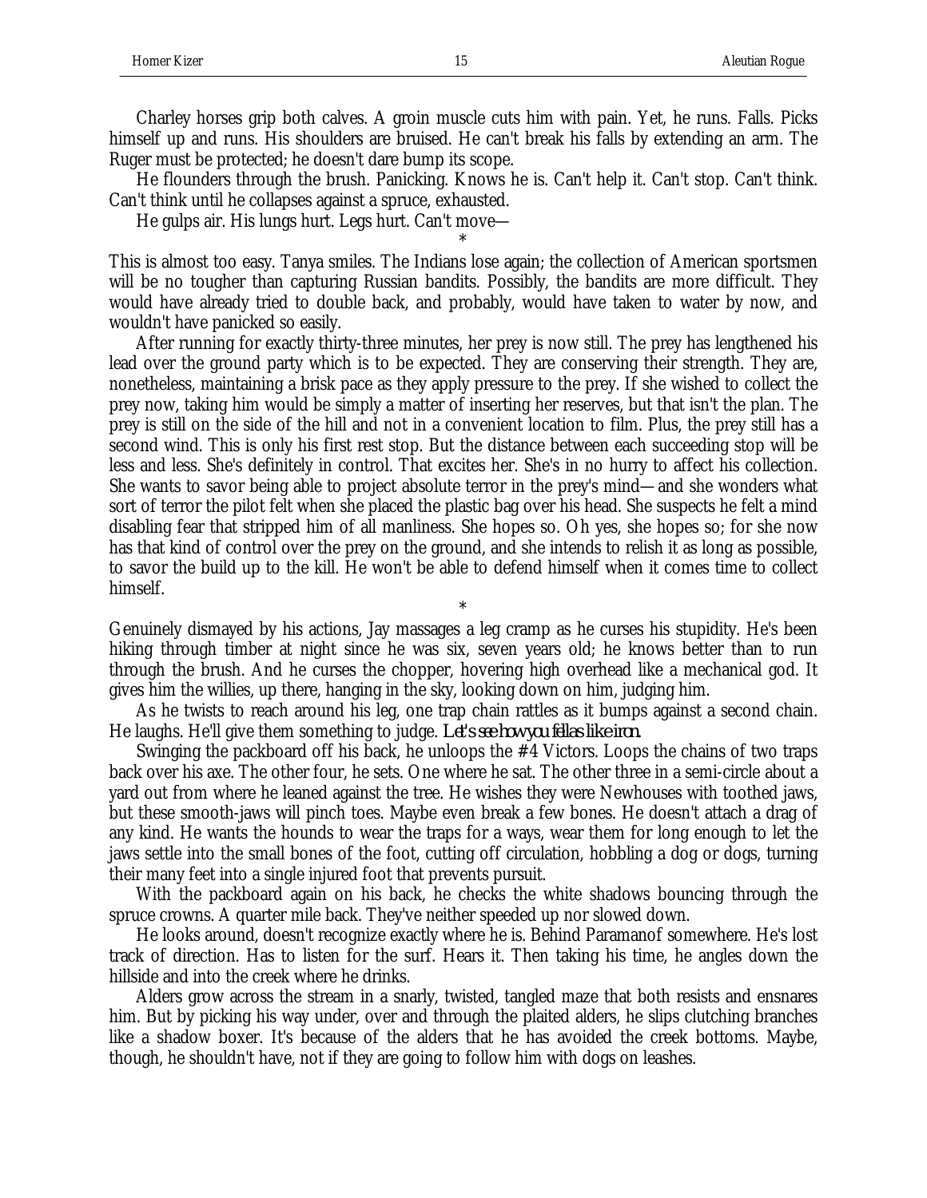Charley horses grip both calves. A groin muscle cuts him with pain. Yet, he runs. Falls. Picks himself up and runs. His shoulders are bruised. He can't break his falls by extending an arm. The Ruger must be protected; he doesn't dare bump its scope.

He flounders through the brush. Panicking. Knows he is. Can't help it. Can't stop. Can't think. Can't think until he collapses against a spruce, exhausted.

He gulps air. His lungs hurt. Legs hurt. Can't move—

*

This is almost too easy. Tanya smiles. The Indians lose again; the collection of American sportsmen will be no tougher than capturing Russian bandits. Possibly, the bandits are more difficult. They would have already tried to double back, and probably, would have taken to water by now, and wouldn't have panicked so easily.

After running for exactly thirty-three minutes, her prey is now still. The prey has lengthened his lead over the ground party which is to be expected. They are conserving their strength. They are, nonetheless, maintaining a brisk pace as they apply pressure to the prey. If she wished to collect the prey now, taking him would be simply a matter of inserting her reserves, but that isn't the plan. The prey is still on the side of the hill and not in a convenient location to film. Plus, the prey still has a second wind. This is only his first rest stop. But the distance between each succeeding stop will be less and less. She's definitely in control. That excites her. She's in no hurry to affect his collection. She wants to savor being able to project absolute terror in the prey's mind—and she wonders what sort of terror the pilot felt when she placed the plastic bag over his head. She suspects he felt a mind disabling fear that stripped him of all manliness. She hopes so. Oh yes, she hopes so; for she now has that kind of control over the prey on the ground, and she intends to relish it as long as possible, to savor the build up to the kill. He won't be able to defend himself when it comes time to collect himself.

*

Genuinely dismayed by his actions, Jay massages a leg cramp as he curses his stupidity. He's been hiking through timber at night since he was six, seven years old; he knows better than to run through the brush. And he curses the chopper, hovering high overhead like a mechanical god. It gives him the willies, up there, hanging in the sky, looking down on him, judging him.

As he twists to reach around his leg, one trap chain rattles as it bumps against a second chain. He laughs. He'll give them something to judge. *Let's see how you fellas like iron.*

Swinging the packboard off his back, he unloops the #4 Victors. Loops the chains of two traps back over his axe. The other four, he sets. One where he sat. The other three in a semi-circle about a yard out from where he leaned against the tree. He wishes they were Newhouses with toothed jaws, but these smooth-jaws will pinch toes. Maybe even break a few bones. He doesn't attach a drag of any kind. He wants the hounds to wear the traps for a ways, wear them for long enough to let the jaws settle into the small bones of the foot, cutting off circulation, hobbling a dog or dogs, turning their many feet into a single injured foot that prevents pursuit.

With the packboard again on his back, he checks the white shadows bouncing through the spruce crowns. A quarter mile back. They've neither speeded up nor slowed down.

He looks around, doesn't recognize exactly where he is. Behind Paramanof somewhere. He's lost track of direction. Has to listen for the surf. Hears it. Then taking his time, he angles down the hillside and into the creek where he drinks.

Alders grow across the stream in a snarly, twisted, tangled maze that both resists and ensnares him. But by picking his way under, over and through the plaited alders, he slips clutching branches like a shadow boxer. It's because of the alders that he has avoided the creek bottoms. Maybe, though, he shouldn't have, not if they are going to follow him with dogs on leashes.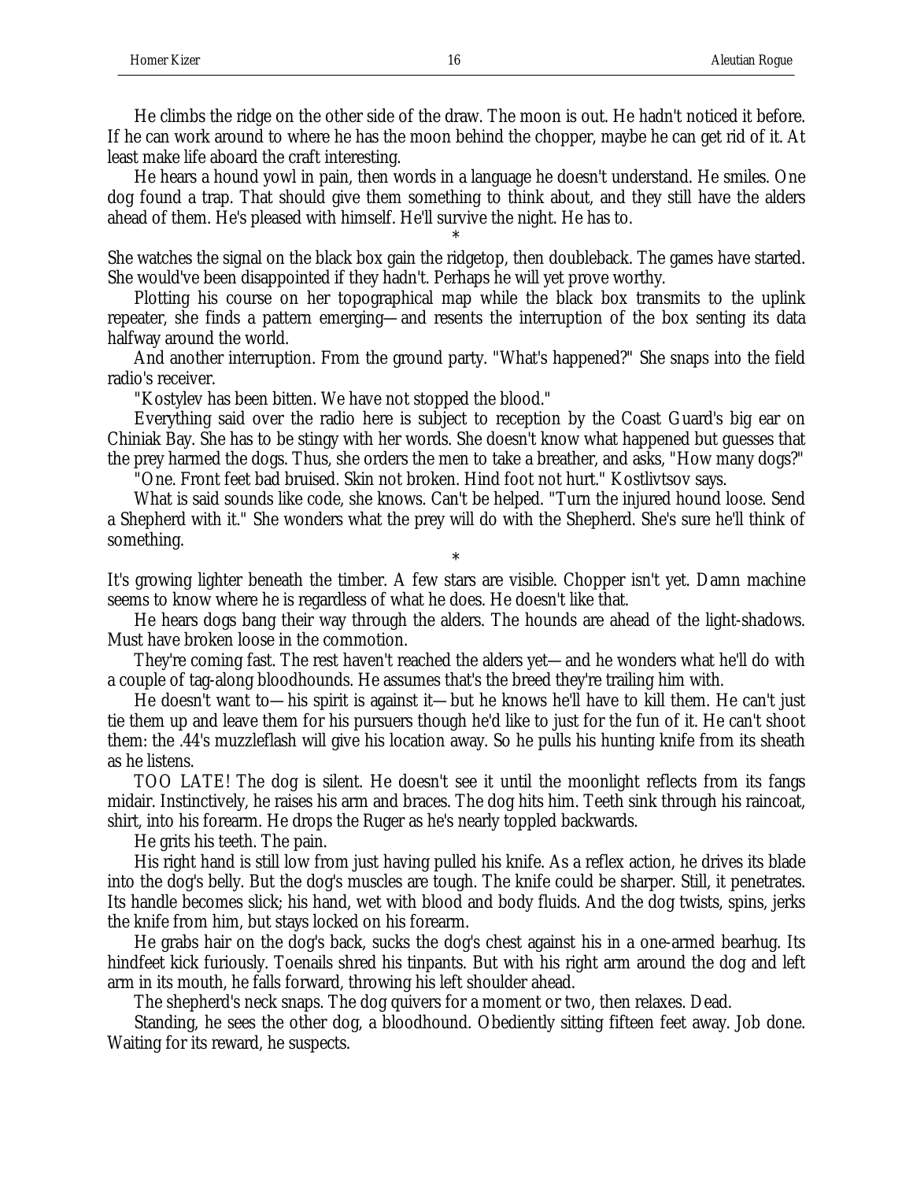He climbs the ridge on the other side of the draw. The moon is out. He hadn't noticed it before. If he can work around to where he has the moon behind the chopper, maybe he can get rid of it. At least make life aboard the craft interesting.

He hears a hound yowl in pain, then words in a language he doesn't understand. He smiles. One dog found a trap. That should give them something to think about, and they still have the alders ahead of them. He's pleased with himself. He'll survive the night. He has to.

*

She watches the signal on the black box gain the ridgetop, then doubleback. The games have started. She would've been disappointed if they hadn't. Perhaps he will yet prove worthy.

Plotting his course on her topographical map while the black box transmits to the uplink repeater, she finds a pattern emerging—and resents the interruption of the box senting its data halfway around the world.

And another interruption. From the ground party. "What's happened?" She snaps into the field radio's receiver.

"Kostylev has been bitten. We have not stopped the blood."

Everything said over the radio here is subject to reception by the Coast Guard's big ear on Chiniak Bay. She has to be stingy with her words. She doesn't know what happened but guesses that the prey harmed the dogs. Thus, she orders the men to take a breather, and asks, "How many dogs?"

"One. Front feet bad bruised. Skin not broken. Hind foot not hurt." Kostlivtsov says.

What is said sounds like code, she knows. Can't be helped. "Turn the injured hound loose. Send a Shepherd with it." She wonders what the prey will do with the Shepherd. She's sure he'll think of something.

*

It's growing lighter beneath the timber. A few stars are visible. Chopper isn't yet. Damn machine seems to know where he is regardless of what he does. He doesn't like that.

He hears dogs bang their way through the alders. The hounds are ahead of the light-shadows. Must have broken loose in the commotion.

They're coming fast. The rest haven't reached the alders yet—and he wonders what he'll do with a couple of tag-along bloodhounds. He assumes that's the breed they're trailing him with.

He doesn't want to—his spirit is against it—but he knows he'll have to kill them. He can't just tie them up and leave them for his pursuers though he'd like to just for the fun of it. He can't shoot them: the .44's muzzleflash will give his location away. So he pulls his hunting knife from its sheath as he listens.

TOO LATE! The dog is silent. He doesn't see it until the moonlight reflects from its fangs midair. Instinctively, he raises his arm and braces. The dog hits him. Teeth sink through his raincoat, shirt, into his forearm. He drops the Ruger as he's nearly toppled backwards.

He grits his teeth. The pain.

His right hand is still low from just having pulled his knife. As a reflex action, he drives its blade into the dog's belly. But the dog's muscles are tough. The knife could be sharper. Still, it penetrates. Its handle becomes slick; his hand, wet with blood and body fluids. And the dog twists, spins, jerks the knife from him, but stays locked on his forearm.

He grabs hair on the dog's back, sucks the dog's chest against his in a one-armed bearhug. Its hindfeet kick furiously. Toenails shred his tinpants. But with his right arm around the dog and left arm in its mouth, he falls forward, throwing his left shoulder ahead.

The shepherd's neck snaps. The dog quivers for a moment or two, then relaxes. Dead.

Standing, he sees the other dog, a bloodhound. Obediently sitting fifteen feet away. Job done. Waiting for its reward, he suspects.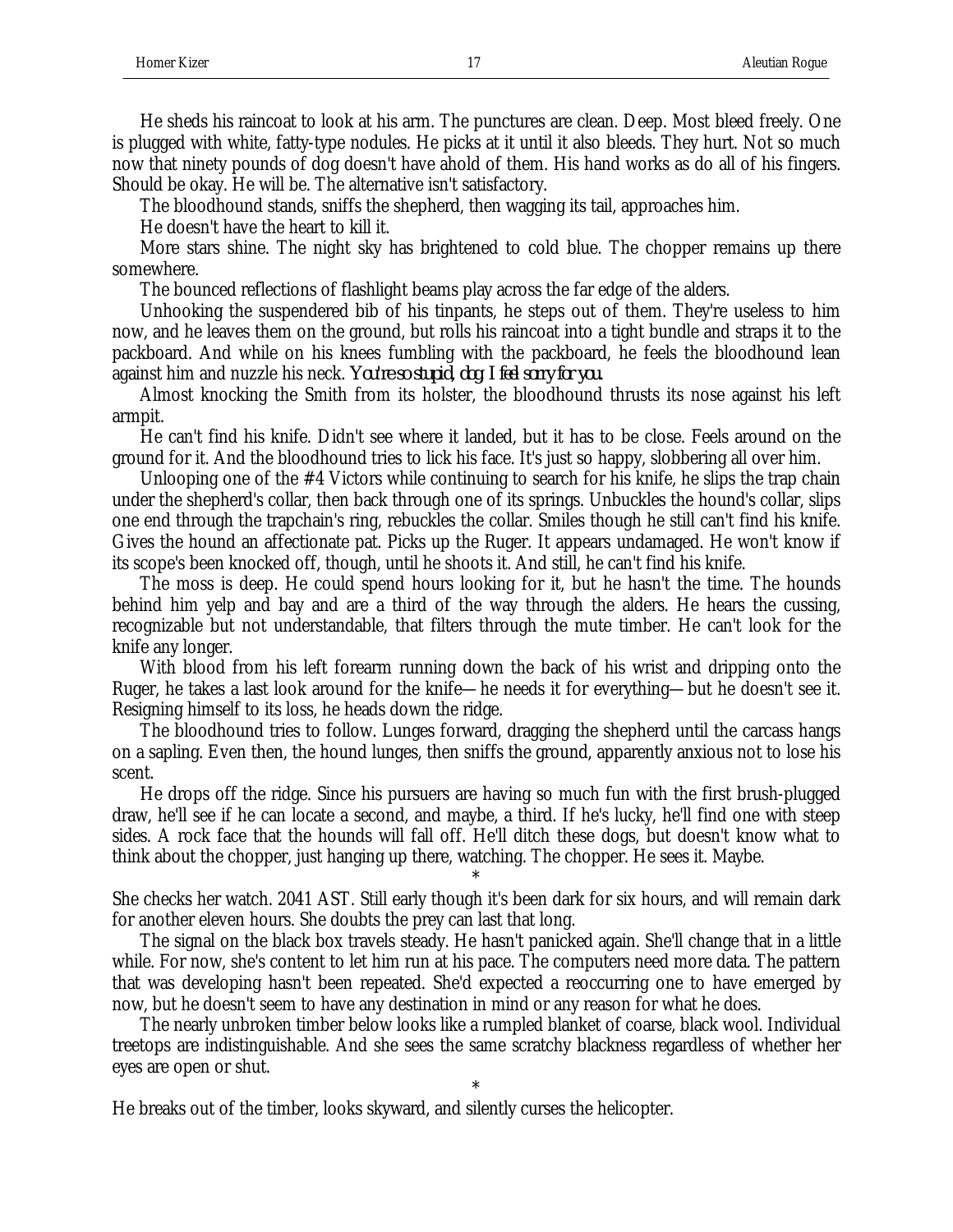He sheds his raincoat to look at his arm. The punctures are clean. Deep. Most bleed freely. One is plugged with white, fatty-type nodules. He picks at it until it also bleeds. They hurt. Not so much now that ninety pounds of dog doesn't have ahold of them. His hand works as do all of his fingers. Should be okay. He will be. The alternative isn't satisfactory.

The bloodhound stands, sniffs the shepherd, then wagging its tail, approaches him.

He doesn't have the heart to kill it.

More stars shine. The night sky has brightened to cold blue. The chopper remains up there somewhere.

The bounced reflections of flashlight beams play across the far edge of the alders.

Unhooking the suspendered bib of his tinpants, he steps out of them. They're useless to him now, and he leaves them on the ground, but rolls his raincoat into a tight bundle and straps it to the packboard. And while on his knees fumbling with the packboard, he feels the bloodhound lean against him and nuzzle his neck. *You're so stupid, dog. I feel sorry for you.*

Almost knocking the Smith from its holster, the bloodhound thrusts its nose against his left armpit.

He can't find his knife. Didn't see where it landed, but it has to be close. Feels around on the ground for it. And the bloodhound tries to lick his face. It's just so happy, slobbering all over him.

Unlooping one of the #4 Victors while continuing to search for his knife, he slips the trap chain under the shepherd's collar, then back through one of its springs. Unbuckles the hound's collar, slips one end through the trapchain's ring, rebuckles the collar. Smiles though he still can't find his knife. Gives the hound an affectionate pat. Picks up the Ruger. It appears undamaged. He won't know if its scope's been knocked off, though, until he shoots it. And still, he can't find his knife.

The moss is deep. He could spend hours looking for it, but he hasn't the time. The hounds behind him yelp and bay and are a third of the way through the alders. He hears the cussing, recognizable but not understandable, that filters through the mute timber. He can't look for the knife any longer.

With blood from his left forearm running down the back of his wrist and dripping onto the Ruger, he takes a last look around for the knife—he needs it for everything—but he doesn't see it. Resigning himself to its loss, he heads down the ridge.

The bloodhound tries to follow. Lunges forward, dragging the shepherd until the carcass hangs on a sapling. Even then, the hound lunges, then sniffs the ground, apparently anxious not to lose his scent.

He drops off the ridge. Since his pursuers are having so much fun with the first brush-plugged draw, he'll see if he can locate a second, and maybe, a third. If he's lucky, he'll find one with steep sides. A rock face that the hounds will fall off. He'll ditch these dogs, but doesn't know what to think about the chopper, just hanging up there, watching. The chopper. He sees it. Maybe.

*

She checks her watch. 2041 AST. Still early though it's been dark for six hours, and will remain dark for another eleven hours. She doubts the prey can last that long.

The signal on the black box travels steady. He hasn't panicked again. She'll change that in a little while. For now, she's content to let him run at his pace. The computers need more data. The pattern that was developing hasn't been repeated. She'd expected a reoccurring one to have emerged by now, but he doesn't seem to have any destination in mind or any reason for what he does.

The nearly unbroken timber below looks like a rumpled blanket of coarse, black wool. Individual treetops are indistinguishable. And she sees the same scratchy blackness regardless of whether her eyes are open or shut.

*

He breaks out of the timber, looks skyward, and silently curses the helicopter.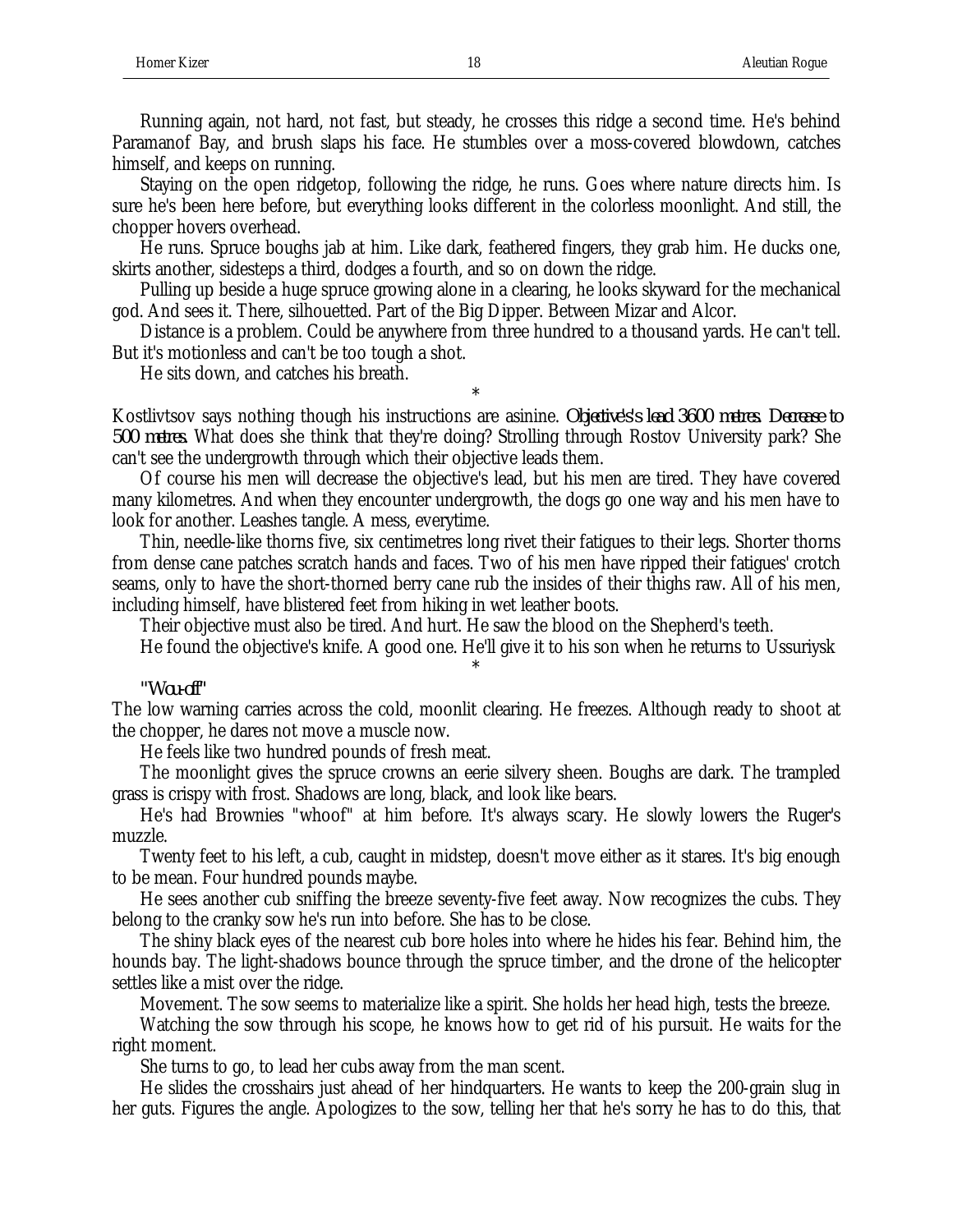Running again, not hard, not fast, but steady, he crosses this ridge a second time. He's behind Paramanof Bay, and brush slaps his face. He stumbles over a moss-covered blowdown, catches himself, and keeps on running.

Staying on the open ridgetop, following the ridge, he runs. Goes where nature directs him. Is sure he's been here before, but everything looks different in the colorless moonlight. And still, the chopper hovers overhead.

He runs. Spruce boughs jab at him. Like dark, feathered fingers, they grab him. He ducks one, skirts another, sidesteps a third, dodges a fourth, and so on down the ridge.

Pulling up beside a huge spruce growing alone in a clearing, he looks skyward for the mechanical god. And sees it. There, silhouetted. Part of the Big Dipper. Between Mizar and Alcor.

Distance is a problem. Could be anywhere from three hundred to a thousand yards. He can't tell. But it's motionless and can't be too tough a shot.

He sits down, and catches his breath.

*

Kostlivtsov says nothing though his instructions are asinine. *Objective's's lead 3600 metres. Decrease to 500 metres.* What does she think that they're doing? Strolling through Rostov University park? She can't see the undergrowth through which their objective leads them.

Of course his men will decrease the objective's lead, but his men are tired. They have covered many kilometres. And when they encounter undergrowth, the dogs go one way and his men have to look for another. Leashes tangle. A mess, everytime.

Thin, needle-like thorns five, six centimetres long rivet their fatigues to their legs. Shorter thorns from dense cane patches scratch hands and faces. Two of his men have ripped their fatigues' crotch seams, only to have the short-thorned berry cane rub the insides of their thighs raw. All of his men, including himself, have blistered feet from hiking in wet leather boots.

Their objective must also be tired. And hurt. He saw the blood on the Shepherd's teeth.

He found the objective's knife. A good one. He'll give it to his son when he returns to Ussuriysk

*

*"Wou-off"*

The low warning carries across the cold, moonlit clearing. He freezes. Although ready to shoot at the chopper, he dares not move a muscle now.

He feels like two hundred pounds of fresh meat.

The moonlight gives the spruce crowns an eerie silvery sheen. Boughs are dark. The trampled grass is crispy with frost. Shadows are long, black, and look like bears.

He's had Brownies "whoof" at him before. It's always scary. He slowly lowers the Ruger's muzzle.

Twenty feet to his left, a cub, caught in midstep, doesn't move either as it stares. It's big enough to be mean. Four hundred pounds maybe.

He sees another cub sniffing the breeze seventy-five feet away. Now recognizes the cubs. They belong to the cranky sow he's run into before. She has to be close.

The shiny black eyes of the nearest cub bore holes into where he hides his fear. Behind him, the hounds bay. The light-shadows bounce through the spruce timber, and the drone of the helicopter settles like a mist over the ridge.

Movement. The sow seems to materialize like a spirit. She holds her head high, tests the breeze.

Watching the sow through his scope, he knows how to get rid of his pursuit. He waits for the right moment.

She turns to go, to lead her cubs away from the man scent.

He slides the crosshairs just ahead of her hindquarters. He wants to keep the 200-grain slug in her guts. Figures the angle. Apologizes to the sow, telling her that he's sorry he has to do this, that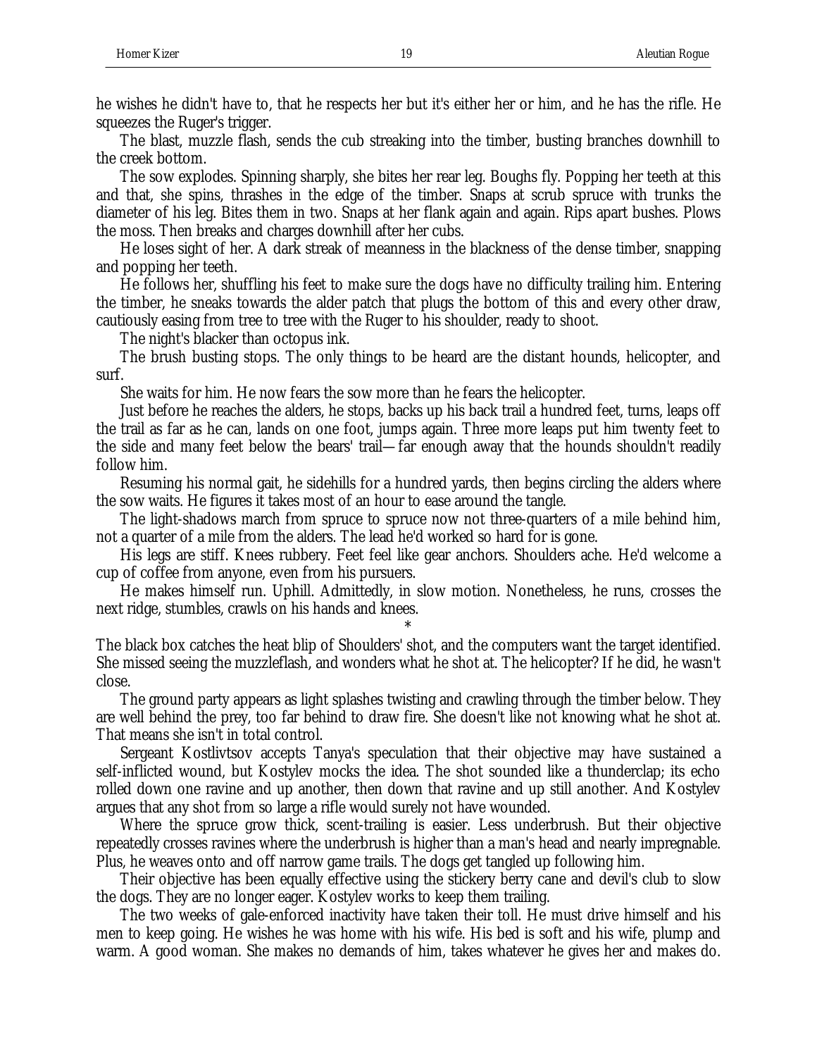he wishes he didn't have to, that he respects her but it's either her or him, and he has the rifle. He squeezes the Ruger's trigger.

The blast, muzzle flash, sends the cub streaking into the timber, busting branches downhill to the creek bottom.

The sow explodes. Spinning sharply, she bites her rear leg. Boughs fly. Popping her teeth at this and that, she spins, thrashes in the edge of the timber. Snaps at scrub spruce with trunks the diameter of his leg. Bites them in two. Snaps at her flank again and again. Rips apart bushes. Plows the moss. Then breaks and charges downhill after her cubs.

He loses sight of her. A dark streak of meanness in the blackness of the dense timber, snapping and popping her teeth.

He follows her, shuffling his feet to make sure the dogs have no difficulty trailing him. Entering the timber, he sneaks towards the alder patch that plugs the bottom of this and every other draw, cautiously easing from tree to tree with the Ruger to his shoulder, ready to shoot.

The night's blacker than octopus ink.

The brush busting stops. The only things to be heard are the distant hounds, helicopter, and surf.

She waits for him. He now fears the sow more than he fears the helicopter.

Just before he reaches the alders, he stops, backs up his back trail a hundred feet, turns, leaps off the trail as far as he can, lands on one foot, jumps again. Three more leaps put him twenty feet to the side and many feet below the bears' trail—far enough away that the hounds shouldn't readily follow him.

Resuming his normal gait, he sidehills for a hundred yards, then begins circling the alders where the sow waits. He figures it takes most of an hour to ease around the tangle.

The light-shadows march from spruce to spruce now not three-quarters of a mile behind him, not a quarter of a mile from the alders. The lead he'd worked so hard for is gone.

His legs are stiff. Knees rubbery. Feet feel like gear anchors. Shoulders ache. He'd welcome a cup of coffee from anyone, even from his pursuers.

He makes himself run. Uphill. Admittedly, in slow motion. Nonetheless, he runs, crosses the next ridge, stumbles, crawls on his hands and knees.

*

The black box catches the heat blip of Shoulders' shot, and the computers want the target identified. She missed seeing the muzzleflash, and wonders what he shot at. The helicopter? If he did, he wasn't close.

The ground party appears as light splashes twisting and crawling through the timber below. They are well behind the prey, too far behind to draw fire. She doesn't like not knowing what he shot at. That means she isn't in total control.

Sergeant Kostlivtsov accepts Tanya's speculation that their objective may have sustained a self-inflicted wound, but Kostylev mocks the idea. The shot sounded like a thunderclap; its echo rolled down one ravine and up another, then down that ravine and up still another. And Kostylev argues that any shot from so large a rifle would surely not have wounded.

Where the spruce grow thick, scent-trailing is easier. Less underbrush. But their objective repeatedly crosses ravines where the underbrush is higher than a man's head and nearly impregnable. Plus, he weaves onto and off narrow game trails. The dogs get tangled up following him.

Their objective has been equally effective using the stickery berry cane and devil's club to slow the dogs. They are no longer eager. Kostylev works to keep them trailing.

The two weeks of gale-enforced inactivity have taken their toll. He must drive himself and his men to keep going. He wishes he was home with his wife. His bed is soft and his wife, plump and warm. A good woman. She makes no demands of him, takes whatever he gives her and makes do.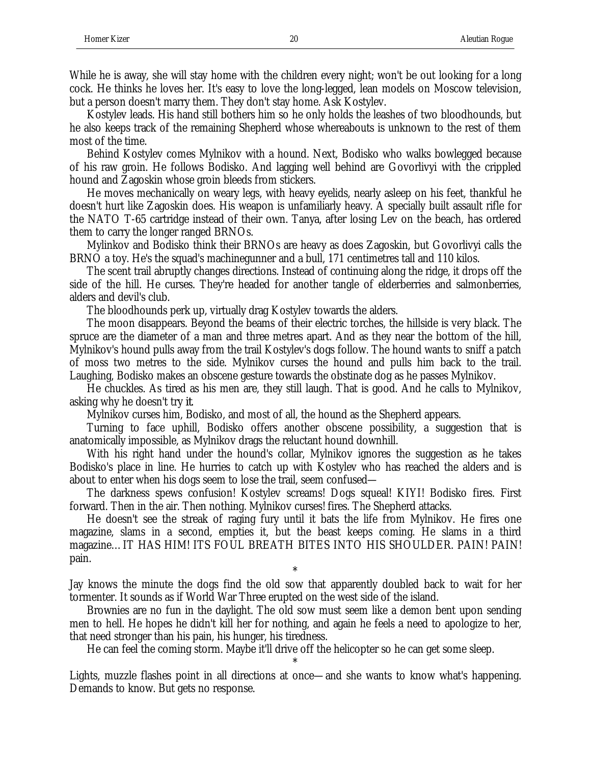While he is away, she will stay home with the children every night; won't be out looking for a long cock. He thinks he loves her. It's easy to love the long-legged, lean models on Moscow television, but a person doesn't marry them. They don't stay home. Ask Kostylev.

Kostylev leads. His hand still bothers him so he only holds the leashes of two bloodhounds, but he also keeps track of the remaining Shepherd whose whereabouts is unknown to the rest of them most of the time.

Behind Kostylev comes Mylnikov with a hound. Next, Bodisko who walks bowlegged because of his raw groin. He follows Bodisko. And lagging well behind are Govorlivyi with the crippled hound and Zagoskin whose groin bleeds from stickers.

He moves mechanically on weary legs, with heavy eyelids, nearly asleep on his feet, thankful he doesn't hurt like Zagoskin does. His weapon is unfamiliarly heavy. A specially built assault rifle for the NATO T-65 cartridge instead of their own. Tanya, after losing Lev on the beach, has ordered them to carry the longer ranged BRNOs.

Mylinkov and Bodisko think their BRNOs are heavy as does Zagoskin, but Govorlivyi calls the BRNO a toy. He's the squad's machinegunner and a bull, 171 centimetres tall and 110 kilos.

The scent trail abruptly changes directions. Instead of continuing along the ridge, it drops off the side of the hill. He curses. They're headed for another tangle of elderberries and salmonberries, alders and devil's club.

The bloodhounds perk up, virtually drag Kostylev towards the alders.

The moon disappears. Beyond the beams of their electric torches, the hillside is very black. The spruce are the diameter of a man and three metres apart. And as they near the bottom of the hill, Mylnikov's hound pulls away from the trail Kostylev's dogs follow. The hound wants to sniff a patch of moss two metres to the side. Mylnikov curses the hound and pulls him back to the trail. Laughing, Bodisko makes an obscene gesture towards the obstinate dog as he passes Mylnikov.

He chuckles. As tired as his men are, they still laugh. That is good. And he calls to Mylnikov, asking why he doesn't try *it*.

Mylnikov curses him, Bodisko, and most of all, the hound as the Shepherd appears.

Turning to face uphill, Bodisko offers another obscene possibility, a suggestion that is anatomically impossible, as Mylnikov drags the reluctant hound downhill.

With his right hand under the hound's collar, Mylnikov ignores the suggestion as he takes Bodisko's place in line. He hurries to catch up with Kostylev who has reached the alders and is about to enter when his dogs seem to lose the trail, seem confused—

The darkness spews confusion! Kostylev screams! Dogs squeal! KIYI! Bodisko fires. First forward. Then in the air. Then nothing. Mylnikov curses! fires. The Shepherd attacks.

He doesn't see the streak of raging fury until it bats the life from Mylnikov. He fires one magazine, slams in a second, empties it, but the beast keeps coming. He slams in a third magazine... IT HAS HIM! ITS FOUL BREATH BITES INTO HIS SHOULDER. PAIN! PAIN! pain.

*

Jay knows the minute the dogs find the old sow that apparently doubled back to wait for her tormenter. It sounds as if World War Three erupted on the west side of the island.

Brownies are no fun in the daylight. The old sow must seem like a demon bent upon sending men to hell. He hopes he didn't kill her for nothing, and again he feels a need to apologize to her, that need stronger than his pain, his hunger, his tiredness.

He can feel the coming storm. Maybe it'll drive off the helicopter so he can get some sleep.

*

Lights, muzzle flashes point in all directions at once—and she wants to know what's happening. Demands to know. But gets no response.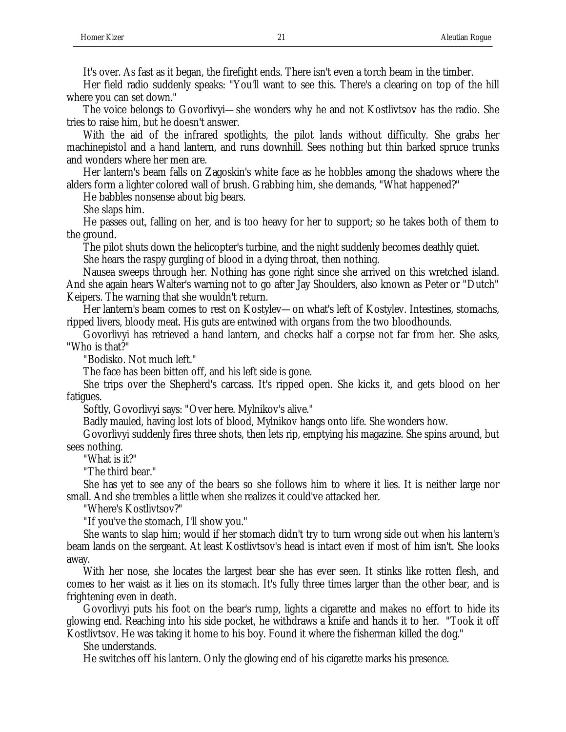It's over. As fast as it began, the firefight ends. There isn't even a torch beam in the timber.

Her field radio suddenly speaks: "You'll want to see this. There's a clearing on top of the hill where you can set down."

The voice belongs to Govorlivyi—she wonders why he and not Kostlivtsov has the radio. She tries to raise him, but he doesn't answer.

With the aid of the infrared spotlights, the pilot lands without difficulty. She grabs her machinepistol and a hand lantern, and runs downhill. Sees nothing but thin barked spruce trunks and wonders where her men are.

Her lantern's beam falls on Zagoskin's white face as he hobbles among the shadows where the alders form a lighter colored wall of brush. Grabbing him, she demands, "What happened?"

He babbles nonsense about big bears.

She slaps him.

He passes out, falling on her, and is too heavy for her to support; so he takes both of them to the ground.

The pilot shuts down the helicopter's turbine, and the night suddenly becomes deathly quiet.

She hears the raspy gurgling of blood in a dying throat, then nothing.

Nausea sweeps through her. Nothing has gone right since she arrived on this wretched island. And she again hears Walter's warning not to go after Jay Shoulders, also known as Peter or "Dutch" Keipers. The warning that she wouldn't return.

Her lantern's beam comes to rest on Kostylev—on what's left of Kostylev. Intestines, stomachs, ripped livers, bloody meat. His guts are entwined with organs from the two bloodhounds.

Govorlivyi has retrieved a hand lantern, and checks half a corpse not far from her. She asks, "Who is that?"

"Bodisko. Not much left."

The face has been bitten off, and his left side is gone.

She trips over the Shepherd's carcass. It's ripped open. She kicks it, and gets blood on her fatigues.

Softly, Govorlivyi says: "Over here. Mylnikov's alive."

Badly mauled, having lost lots of blood, Mylnikov hangs onto life. She wonders how.

Govorlivyi suddenly fires three shots, then lets rip, emptying his magazine. She spins around, but sees nothing.

"What is it?"

"The third bear."

She has yet to see any of the bears so she follows him to where it lies. It is neither large nor small. And she trembles a little when she realizes it could've attacked her.

"Where's Kostlivtsov?"

"If you've the stomach, I'll show you."

She wants to slap him; would if her stomach didn't try to turn wrong side out when his lantern's beam lands on the sergeant. At least Kostlivtsov's head is intact even if most of him isn't. She looks away.

With her nose, she locates the largest bear she has ever seen. It stinks like rotten flesh, and comes to her waist as it lies on its stomach. It's fully three times larger than the other bear, and is frightening even in death.

Govorlivyi puts his foot on the bear's rump, lights a cigarette and makes no effort to hide its glowing end. Reaching into his side pocket, he withdraws a knife and hands it to her. "Took it off Kostlivtsov. He was taking it home to his boy. Found it where the fisherman killed the dog."

She understands.

He switches off his lantern. Only the glowing end of his cigarette marks his presence.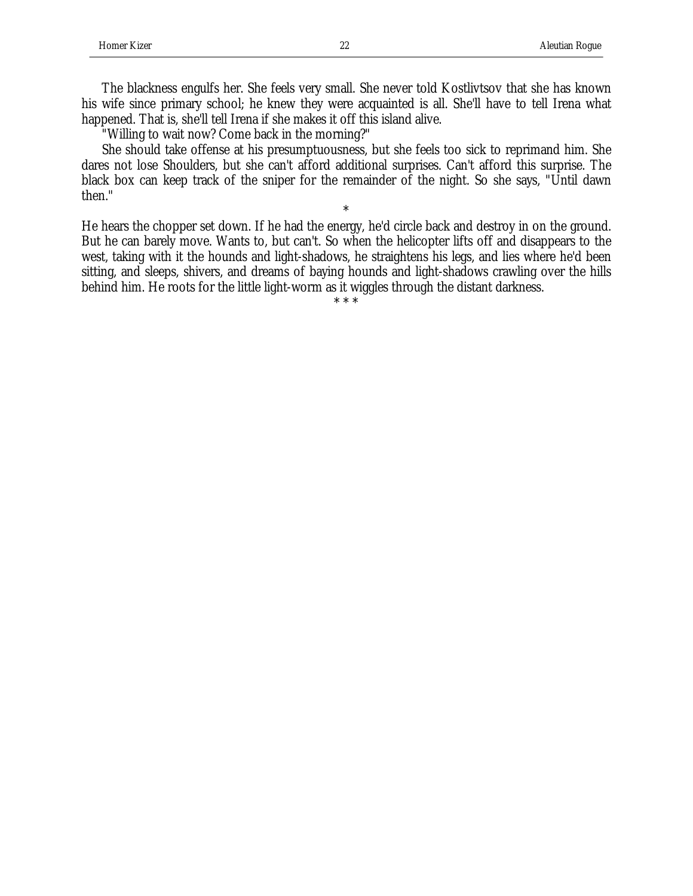The blackness engulfs her. She feels very small. She never told Kostlivtsov that she has known his wife since primary school; he knew they were acquainted is all. She'll have to tell Irena what happened. That is, she'll tell Irena if she makes it off this island alive.

"Willing to wait now? Come back in the morning?"

She should take offense at his presumptuousness, but she feels too sick to reprimand him. She dares not lose Shoulders, but she can't afford additional surprises. Can't afford this surprise. The black box can keep track of the sniper for the remainder of the night. So she says, "Until dawn then."

*

He hears the chopper set down. If he had the energy, he'd circle back and destroy in on the ground. But he can barely move. Wants to, but can't. So when the helicopter lifts off and disappears to the west, taking with it the hounds and light-shadows, he straightens his legs, and lies where he'd been sitting, and sleeps, shivers, and dreams of baying hounds and light-shadows crawling over the hills behind him. He roots for the little light-worm as it wiggles through the distant darkness.

* * *